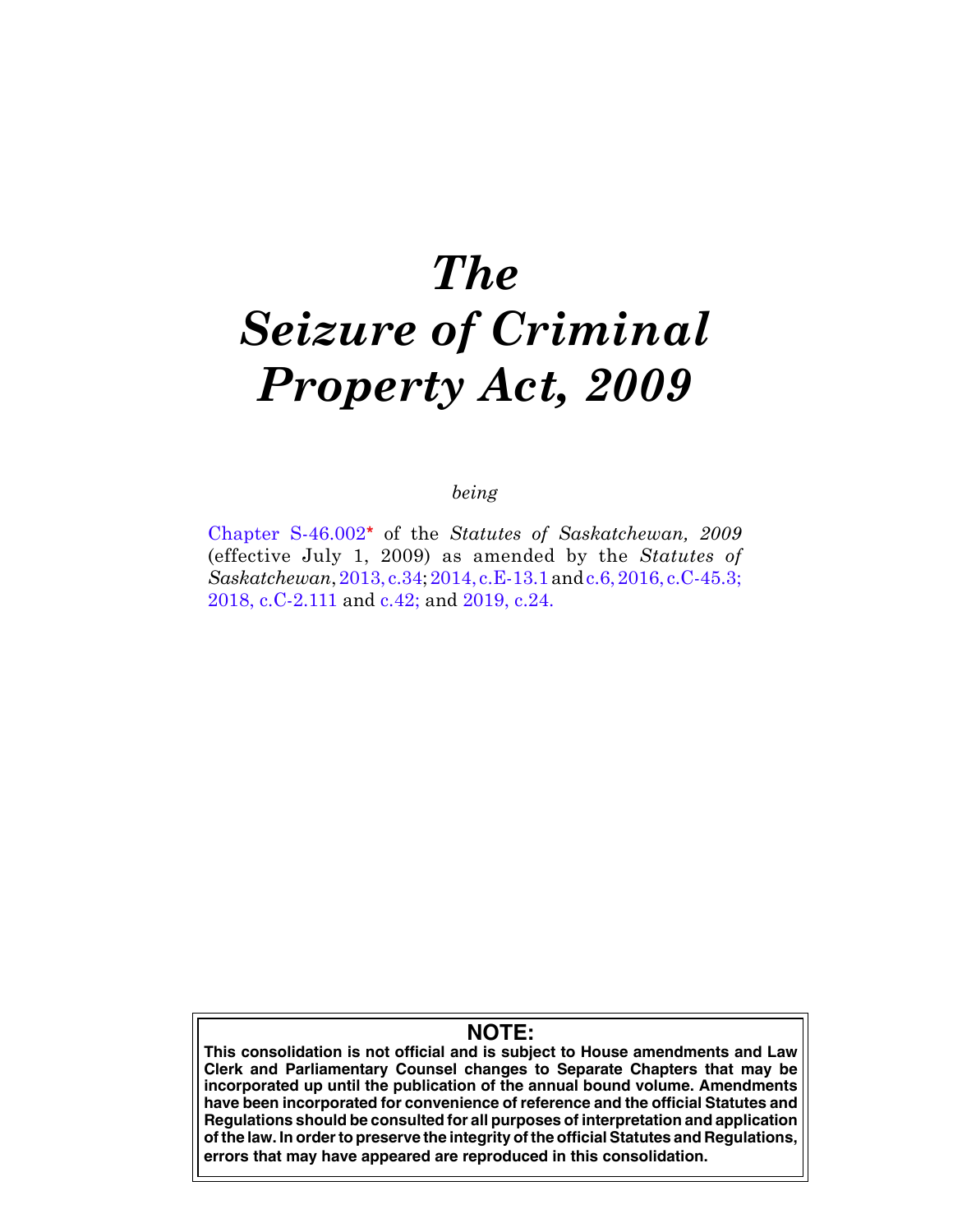# *The Seizure of Criminal Property Act, 2009*

*being*

Chapter S-46.002* of the *Statutes of Saskatchewan, 2009* (effective July 1, 2009) as amended by the *Statutes of Saskatchewan*, 2013, c.34; 2014, c.E-13.1 and c.6, 2016, c.C-45.3; 2018, c.C-2.111 and c.42; and 2019, c.24.

**NOTE:**

**This consolidation is not official and is subject to House amendments and Law Clerk and Parliamentary Counsel changes to Separate Chapters that may be incorporated up until the publication of the annual bound volume. Amendments have been incorporated for convenience of reference and the official Statutes and Regulations should be consulted for all purposes of interpretation and application of the law. In order to preserve the integrity of the official Statutes and Regulations, errors that may have appeared are reproduced in this consolidation.**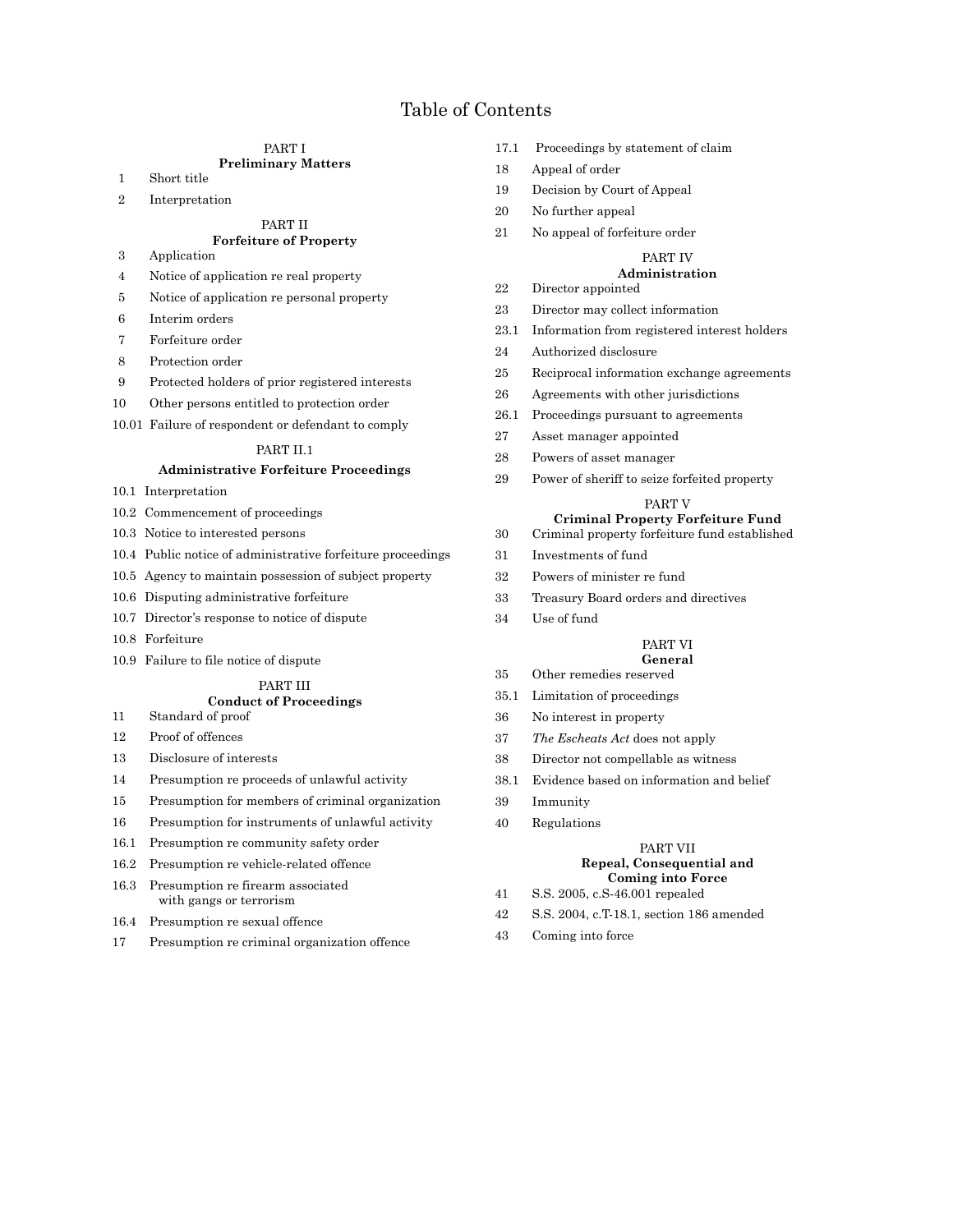# Table of Contents

PART I
**Preliminary Matters**

1 Short title

2 Interpretation

PART II
**Forfeiture of Property**

3 Application

4 Notice of application re real property

5 Notice of application re personal property

6 Interim orders

7 Forfeiture order

8 Protection order

9 Protected holders of prior registered interests

10 Other persons entitled to protection order

10.01 Failure of respondent or defendant to comply

PART II.1
**Administrative Forfeiture Proceedings**

10.1 Interpretation

10.2 Commencement of proceedings

10.3 Notice to interested persons

10.4 Public notice of administrative forfeiture proceedings

10.5 Agency to maintain possession of subject property

10.6 Disputing administrative forfeiture

10.7 Director's response to notice of dispute

10.8 Forfeiture

10.9 Failure to file notice of dispute

PART III
**Conduct of Proceedings**

11 Standard of proof

12 Proof of offences

13 Disclosure of interests

14 Presumption re proceeds of unlawful activity

15 Presumption for members of criminal organization

16 Presumption for instruments of unlawful activity

16.1 Presumption re community safety order

16.2 Presumption re vehicle-related offence

16.3 Presumption re firearm associated with gangs or terrorism

16.4 Presumption re sexual offence

17 Presumption re criminal organization offence

17.1 Proceedings by statement of claim

18 Appeal of order

19 Decision by Court of Appeal

20 No further appeal

21 No appeal of forfeiture order

PART IV
**Administration**

22 Director appointed

23 Director may collect information

23.1 Information from registered interest holders

24 Authorized disclosure

25 Reciprocal information exchange agreements

26 Agreements with other jurisdictions

26.1 Proceedings pursuant to agreements

27 Asset manager appointed

28 Powers of asset manager

29 Power of sheriff to seize forfeited property

PART V
**Criminal Property Forfeiture Fund**

30 Criminal property forfeiture fund established

31 Investments of fund

32 Powers of minister re fund

33 Treasury Board orders and directives

34 Use of fund

PART VI
**General**

35 Other remedies reserved

35.1 Limitation of proceedings

36 No interest in property

37 *The Escheats Act* does not apply

38 Director not compellable as witness

38.1 Evidence based on information and belief

39 Immunity

40 Regulations

PART VII
**Repeal, Consequential and Coming into Force**

41 S.S. 2005, c.S-46.001 repealed

42 S.S. 2004, c.T-18.1, section 186 amended

43 Coming into force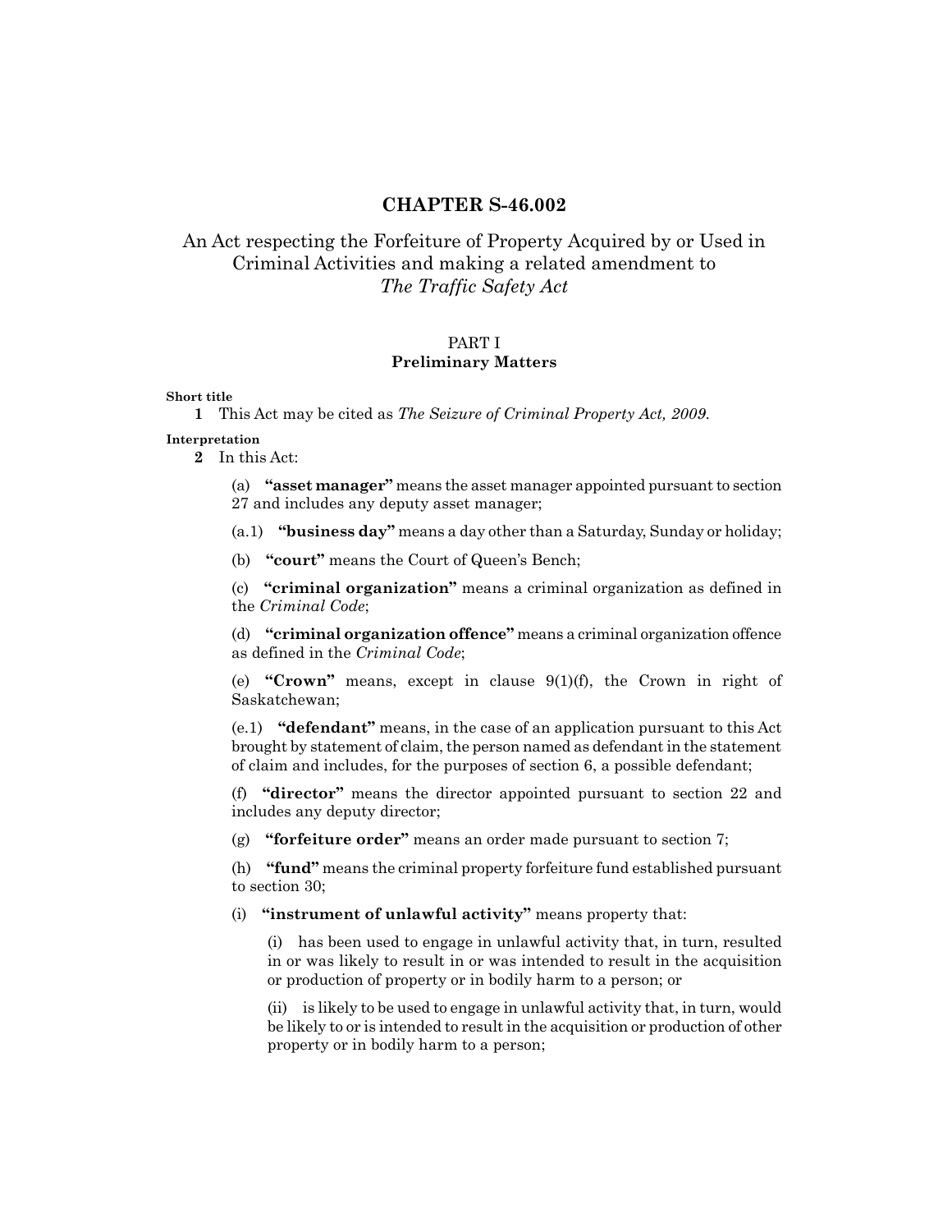# CHAPTER S-46.002

## An Act respecting the Forfeiture of Property Acquired by or Used in Criminal Activities and making a related amendment to *The Traffic Safety Act*

### PART I
### Preliminary Matters

**Short title**

**1** This Act may be cited as *The Seizure of Criminal Property Act, 2009*.

**Interpretation**

**2** In this Act:

(a) **"asset manager"** means the asset manager appointed pursuant to section 27 and includes any deputy asset manager;

(a.1) **"business day"** means a day other than a Saturday, Sunday or holiday;

(b) **"court"** means the Court of Queen's Bench;

(c) **"criminal organization"** means a criminal organization as defined in the *Criminal Code*;

(d) **"criminal organization offence"** means a criminal organization offence as defined in the *Criminal Code*;

(e) **"Crown"** means, except in clause 9(1)(f), the Crown in right of Saskatchewan;

(e.1) **"defendant"** means, in the case of an application pursuant to this Act brought by statement of claim, the person named as defendant in the statement of claim and includes, for the purposes of section 6, a possible defendant;

(f) **"director"** means the director appointed pursuant to section 22 and includes any deputy director;

(g) **"forfeiture order"** means an order made pursuant to section 7;

(h) **"fund"** means the criminal property forfeiture fund established pursuant to section 30;

(i) **"instrument of unlawful activity"** means property that:

(i) has been used to engage in unlawful activity that, in turn, resulted in or was likely to result in or was intended to result in the acquisition or production of property or in bodily harm to a person; or

(ii) is likely to be used to engage in unlawful activity that, in turn, would be likely to or is intended to result in the acquisition or production of other property or in bodily harm to a person;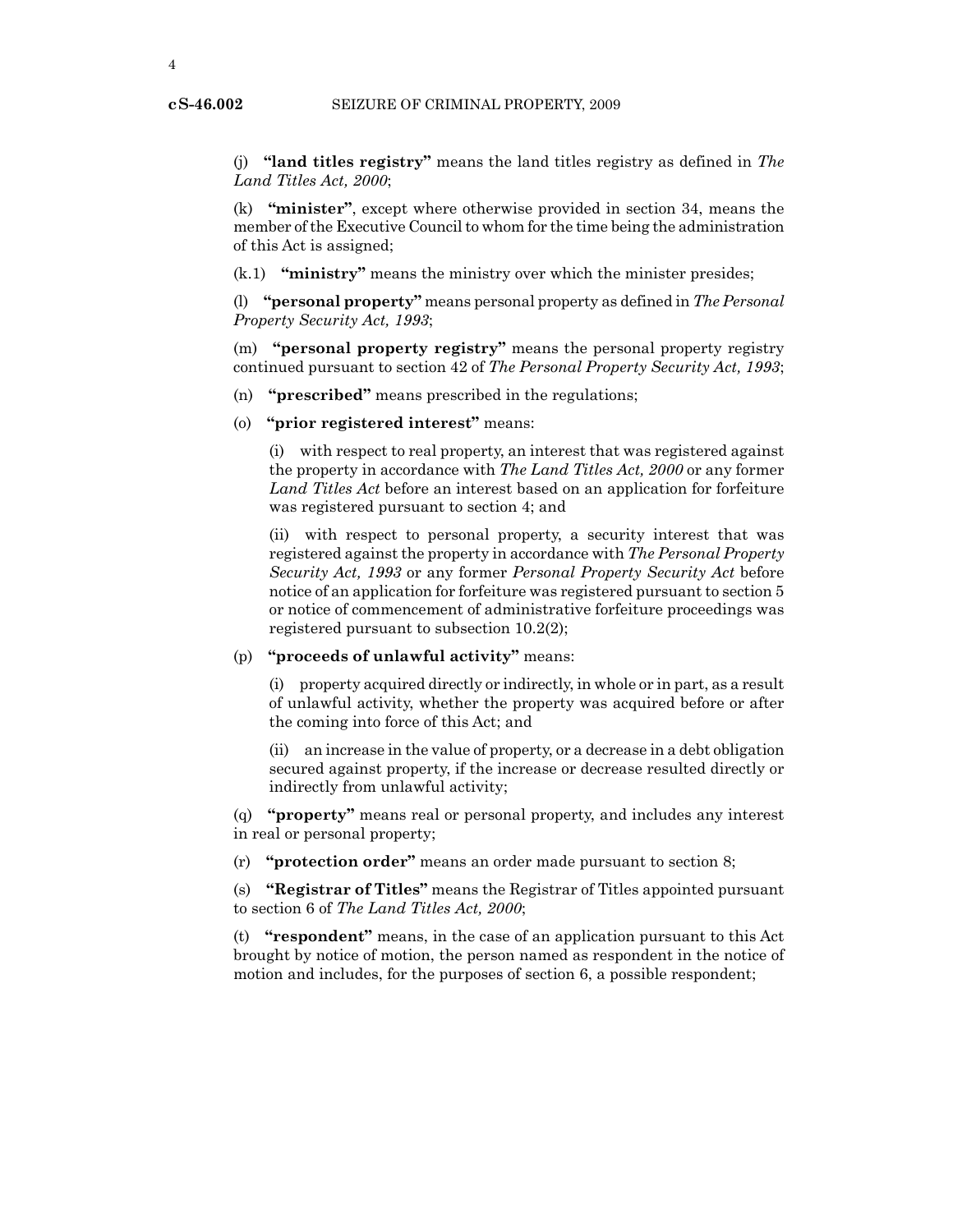(j) **"land titles registry"** means the land titles registry as defined in *The Land Titles Act, 2000*;

(k) **"minister"**, except where otherwise provided in section 34, means the member of the Executive Council to whom for the time being the administration of this Act is assigned;

(k.1) **"ministry"** means the ministry over which the minister presides;

(l) **"personal property"** means personal property as defined in *The Personal Property Security Act, 1993*;

(m) **"personal property registry"** means the personal property registry continued pursuant to section 42 of *The Personal Property Security Act, 1993*;

(n) **"prescribed"** means prescribed in the regulations;

(o) **"prior registered interest"** means:

(i) with respect to real property, an interest that was registered against the property in accordance with *The Land Titles Act, 2000* or any former *Land Titles Act* before an interest based on an application for forfeiture was registered pursuant to section 4; and

(ii) with respect to personal property, a security interest that was registered against the property in accordance with *The Personal Property Security Act, 1993* or any former *Personal Property Security Act* before notice of an application for forfeiture was registered pursuant to section 5 or notice of commencement of administrative forfeiture proceedings was registered pursuant to subsection 10.2(2);

(p) **"proceeds of unlawful activity"** means:

(i) property acquired directly or indirectly, in whole or in part, as a result of unlawful activity, whether the property was acquired before or after the coming into force of this Act; and

(ii) an increase in the value of property, or a decrease in a debt obligation secured against property, if the increase or decrease resulted directly or indirectly from unlawful activity;

(q) **"property"** means real or personal property, and includes any interest in real or personal property;

(r) **"protection order"** means an order made pursuant to section 8;

(s) **"Registrar of Titles"** means the Registrar of Titles appointed pursuant to section 6 of *The Land Titles Act, 2000*;

(t) **"respondent"** means, in the case of an application pursuant to this Act brought by notice of motion, the person named as respondent in the notice of motion and includes, for the purposes of section 6, a possible respondent;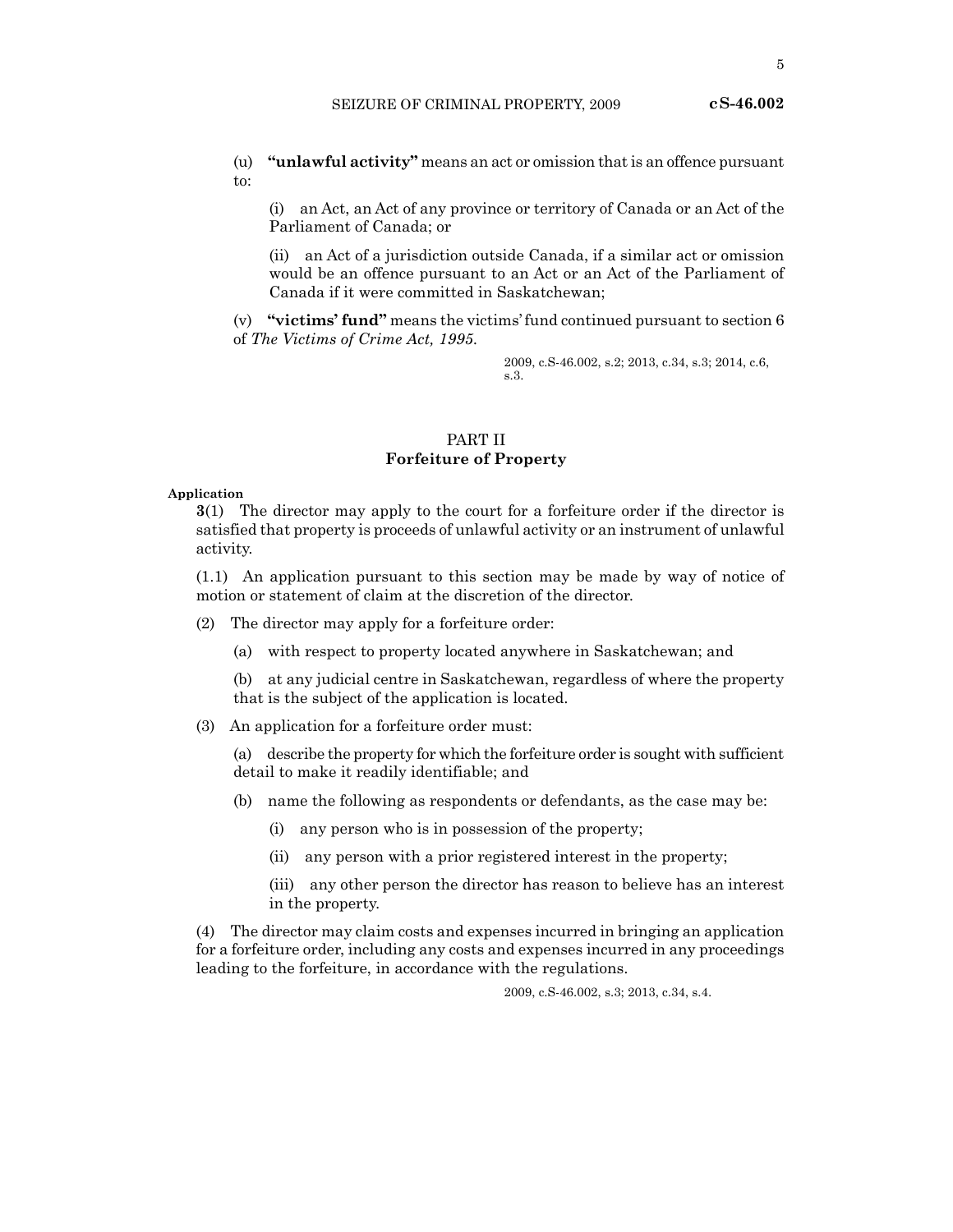(u) **"unlawful activity"** means an act or omission that is an offence pursuant to:

(i) an Act, an Act of any province or territory of Canada or an Act of the Parliament of Canada; or

(ii) an Act of a jurisdiction outside Canada, if a similar act or omission would be an offence pursuant to an Act or an Act of the Parliament of Canada if it were committed in Saskatchewan;

(v) **"victims' fund"** means the victims' fund continued pursuant to section 6 of *The Victims of Crime Act, 1995*.

2009, c.S-46.002, s.2; 2013, c.34, s.3; 2014, c.6, s.3.

## PART II
## Forfeiture of Property

**Application**

**3**(1) The director may apply to the court for a forfeiture order if the director is satisfied that property is proceeds of unlawful activity or an instrument of unlawful activity.

(1.1) An application pursuant to this section may be made by way of notice of motion or statement of claim at the discretion of the director.

(2) The director may apply for a forfeiture order:

(a) with respect to property located anywhere in Saskatchewan; and

(b) at any judicial centre in Saskatchewan, regardless of where the property that is the subject of the application is located.

(3) An application for a forfeiture order must:

(a) describe the property for which the forfeiture order is sought with sufficient detail to make it readily identifiable; and

(b) name the following as respondents or defendants, as the case may be:

(i) any person who is in possession of the property;

(ii) any person with a prior registered interest in the property;

(iii) any other person the director has reason to believe has an interest in the property.

(4) The director may claim costs and expenses incurred in bringing an application for a forfeiture order, including any costs and expenses incurred in any proceedings leading to the forfeiture, in accordance with the regulations.

2009, c.S-46.002, s.3; 2013, c.34, s.4.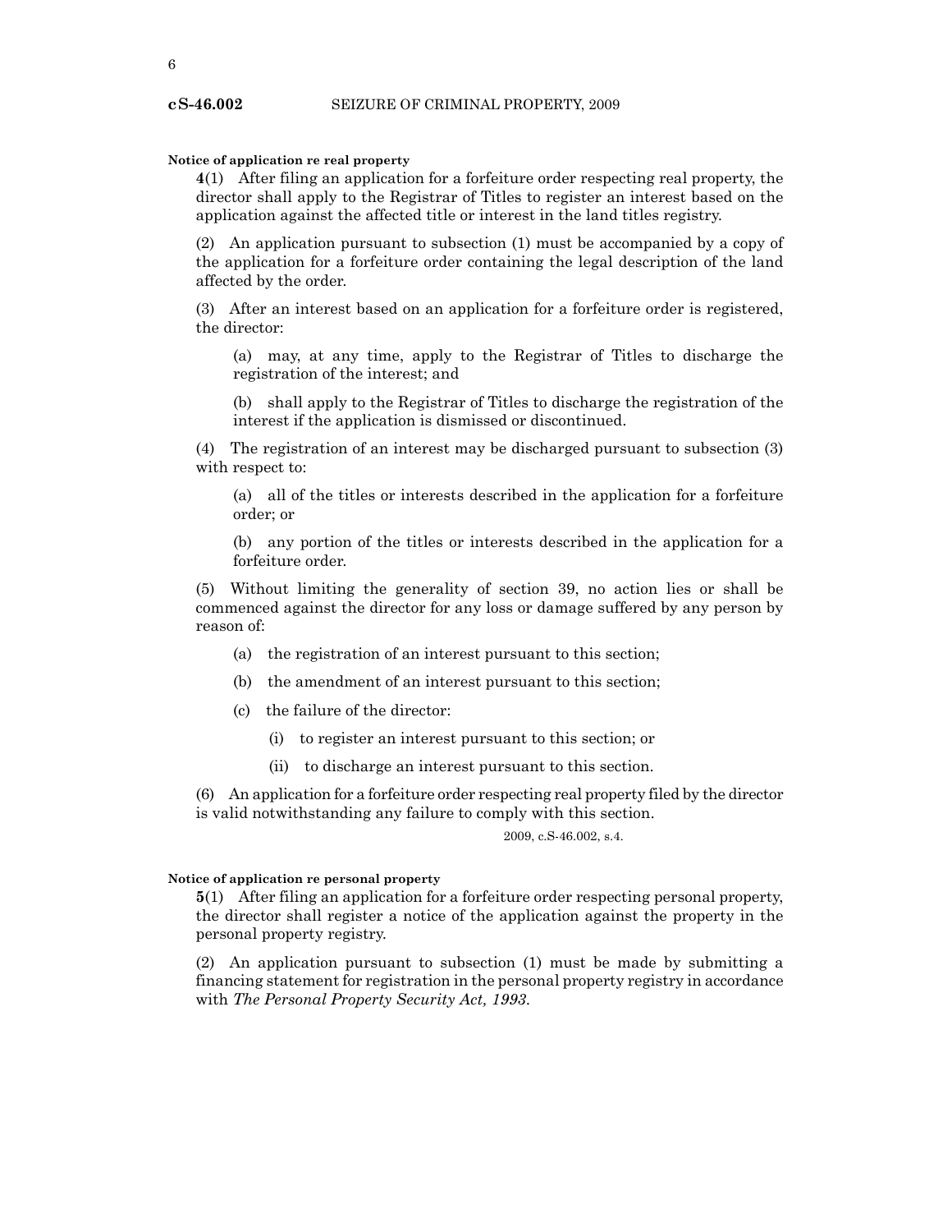**Notice of application re real property**

**4**(1) After filing an application for a forfeiture order respecting real property, the director shall apply to the Registrar of Titles to register an interest based on the application against the affected title or interest in the land titles registry.

(2) An application pursuant to subsection (1) must be accompanied by a copy of the application for a forfeiture order containing the legal description of the land affected by the order.

(3) After an interest based on an application for a forfeiture order is registered, the director:

(a) may, at any time, apply to the Registrar of Titles to discharge the registration of the interest; and

(b) shall apply to the Registrar of Titles to discharge the registration of the interest if the application is dismissed or discontinued.

(4) The registration of an interest may be discharged pursuant to subsection (3) with respect to:

(a) all of the titles or interests described in the application for a forfeiture order; or

(b) any portion of the titles or interests described in the application for a forfeiture order.

(5) Without limiting the generality of section 39, no action lies or shall be commenced against the director for any loss or damage suffered by any person by reason of:

(a) the registration of an interest pursuant to this section;

(b) the amendment of an interest pursuant to this section;

(c) the failure of the director:

(i) to register an interest pursuant to this section; or

(ii) to discharge an interest pursuant to this section.

(6) An application for a forfeiture order respecting real property filed by the director is valid notwithstanding any failure to comply with this section.

2009, c.S-46.002, s.4.

**Notice of application re personal property**

**5**(1) After filing an application for a forfeiture order respecting personal property, the director shall register a notice of the application against the property in the personal property registry.

(2) An application pursuant to subsection (1) must be made by submitting a financing statement for registration in the personal property registry in accordance with *The Personal Property Security Act, 1993*.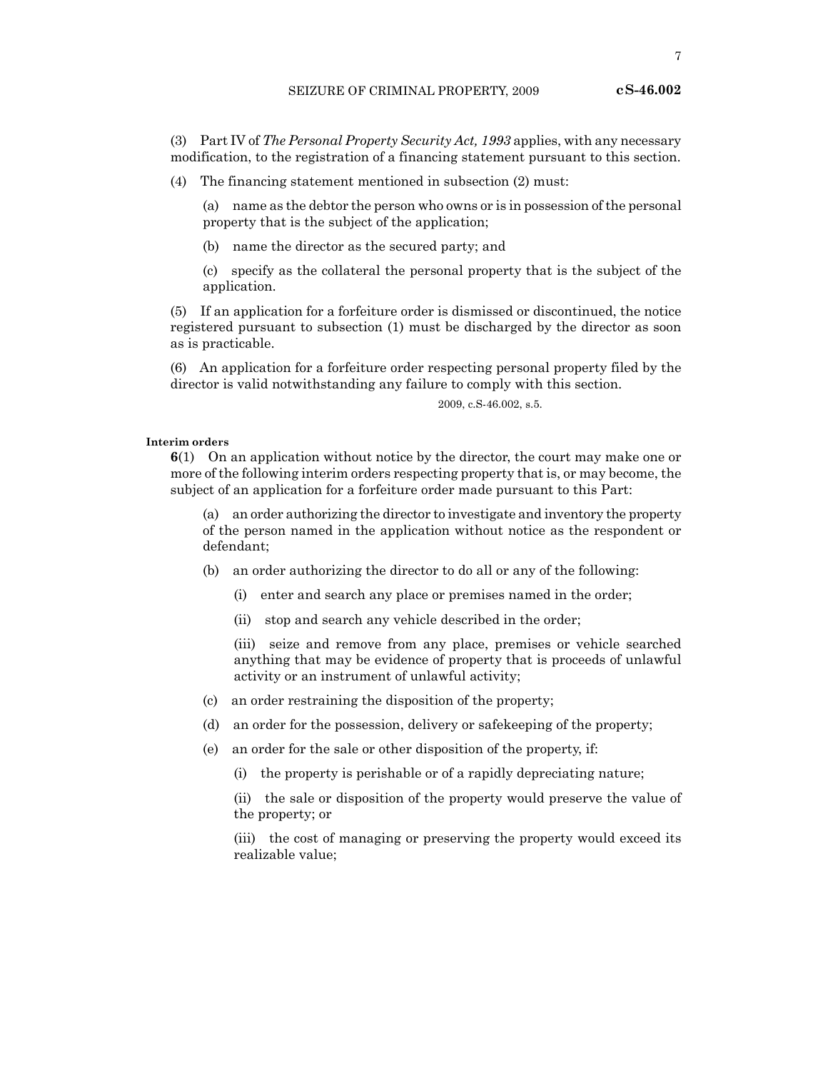(3) Part IV of *The Personal Property Security Act, 1993* applies, with any necessary modification, to the registration of a financing statement pursuant to this section.

(4) The financing statement mentioned in subsection (2) must:

(a) name as the debtor the person who owns or is in possession of the personal property that is the subject of the application;

(b) name the director as the secured party; and

(c) specify as the collateral the personal property that is the subject of the application.

(5) If an application for a forfeiture order is dismissed or discontinued, the notice registered pursuant to subsection (1) must be discharged by the director as soon as is practicable.

(6) An application for a forfeiture order respecting personal property filed by the director is valid notwithstanding any failure to comply with this section.

2009, c.S-46.002, s.5.

**Interim orders**

**6**(1) On an application without notice by the director, the court may make one or more of the following interim orders respecting property that is, or may become, the subject of an application for a forfeiture order made pursuant to this Part:

(a) an order authorizing the director to investigate and inventory the property of the person named in the application without notice as the respondent or defendant;

(b) an order authorizing the director to do all or any of the following:

(i) enter and search any place or premises named in the order;

(ii) stop and search any vehicle described in the order;

(iii) seize and remove from any place, premises or vehicle searched anything that may be evidence of property that is proceeds of unlawful activity or an instrument of unlawful activity;

(c) an order restraining the disposition of the property;

(d) an order for the possession, delivery or safekeeping of the property;

(e) an order for the sale or other disposition of the property, if:

(i) the property is perishable or of a rapidly depreciating nature;

(ii) the sale or disposition of the property would preserve the value of the property; or

(iii) the cost of managing or preserving the property would exceed its realizable value;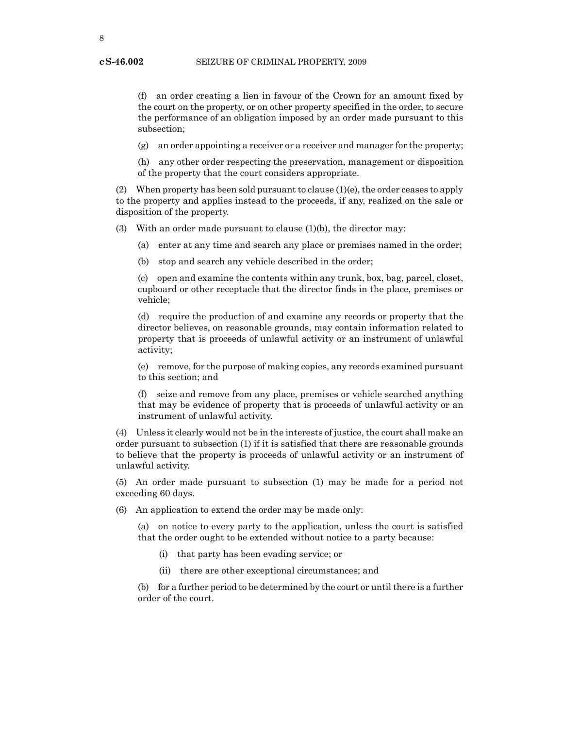(f) an order creating a lien in favour of the Crown for an amount fixed by the court on the property, or on other property specified in the order, to secure the performance of an obligation imposed by an order made pursuant to this subsection;

(g) an order appointing a receiver or a receiver and manager for the property;

(h) any other order respecting the preservation, management or disposition of the property that the court considers appropriate.

(2) When property has been sold pursuant to clause (1)(e), the order ceases to apply to the property and applies instead to the proceeds, if any, realized on the sale or disposition of the property.

(3) With an order made pursuant to clause (1)(b), the director may:

(a) enter at any time and search any place or premises named in the order;

(b) stop and search any vehicle described in the order;

(c) open and examine the contents within any trunk, box, bag, parcel, closet, cupboard or other receptacle that the director finds in the place, premises or vehicle;

(d) require the production of and examine any records or property that the director believes, on reasonable grounds, may contain information related to property that is proceeds of unlawful activity or an instrument of unlawful activity;

(e) remove, for the purpose of making copies, any records examined pursuant to this section; and

(f) seize and remove from any place, premises or vehicle searched anything that may be evidence of property that is proceeds of unlawful activity or an instrument of unlawful activity.

(4) Unless it clearly would not be in the interests of justice, the court shall make an order pursuant to subsection (1) if it is satisfied that there are reasonable grounds to believe that the property is proceeds of unlawful activity or an instrument of unlawful activity.

(5) An order made pursuant to subsection (1) may be made for a period not exceeding 60 days.

(6) An application to extend the order may be made only:

(a) on notice to every party to the application, unless the court is satisfied that the order ought to be extended without notice to a party because:

(i) that party has been evading service; or

(ii) there are other exceptional circumstances; and

(b) for a further period to be determined by the court or until there is a further order of the court.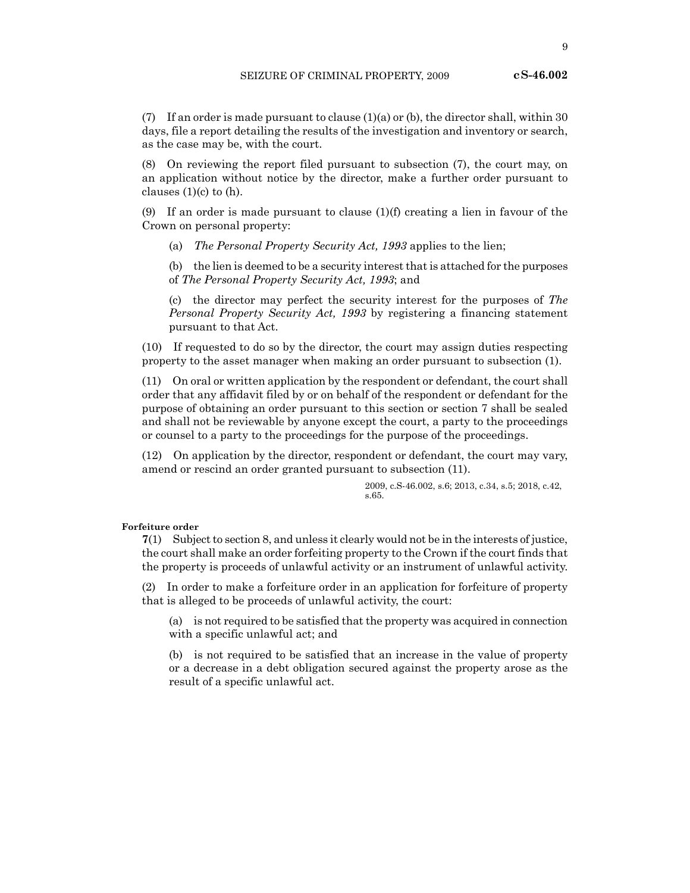(7) If an order is made pursuant to clause (1)(a) or (b), the director shall, within 30 days, file a report detailing the results of the investigation and inventory or search, as the case may be, with the court.

(8) On reviewing the report filed pursuant to subsection (7), the court may, on an application without notice by the director, make a further order pursuant to clauses (1)(c) to (h).

(9) If an order is made pursuant to clause (1)(f) creating a lien in favour of the Crown on personal property:

(a) *The Personal Property Security Act, 1993* applies to the lien;

(b) the lien is deemed to be a security interest that is attached for the purposes of *The Personal Property Security Act, 1993*; and

(c) the director may perfect the security interest for the purposes of *The Personal Property Security Act, 1993* by registering a financing statement pursuant to that Act.

(10) If requested to do so by the director, the court may assign duties respecting property to the asset manager when making an order pursuant to subsection (1).

(11) On oral or written application by the respondent or defendant, the court shall order that any affidavit filed by or on behalf of the respondent or defendant for the purpose of obtaining an order pursuant to this section or section 7 shall be sealed and shall not be reviewable by anyone except the court, a party to the proceedings or counsel to a party to the proceedings for the purpose of the proceedings.

(12) On application by the director, respondent or defendant, the court may vary, amend or rescind an order granted pursuant to subsection (11).

2009, c.S-46.002, s.6; 2013, c.34, s.5; 2018, c.42, s.65.

**Forfeiture order**

**7**(1) Subject to section 8, and unless it clearly would not be in the interests of justice, the court shall make an order forfeiting property to the Crown if the court finds that the property is proceeds of unlawful activity or an instrument of unlawful activity.

(2) In order to make a forfeiture order in an application for forfeiture of property that is alleged to be proceeds of unlawful activity, the court:

(a) is not required to be satisfied that the property was acquired in connection with a specific unlawful act; and

(b) is not required to be satisfied that an increase in the value of property or a decrease in a debt obligation secured against the property arose as the result of a specific unlawful act.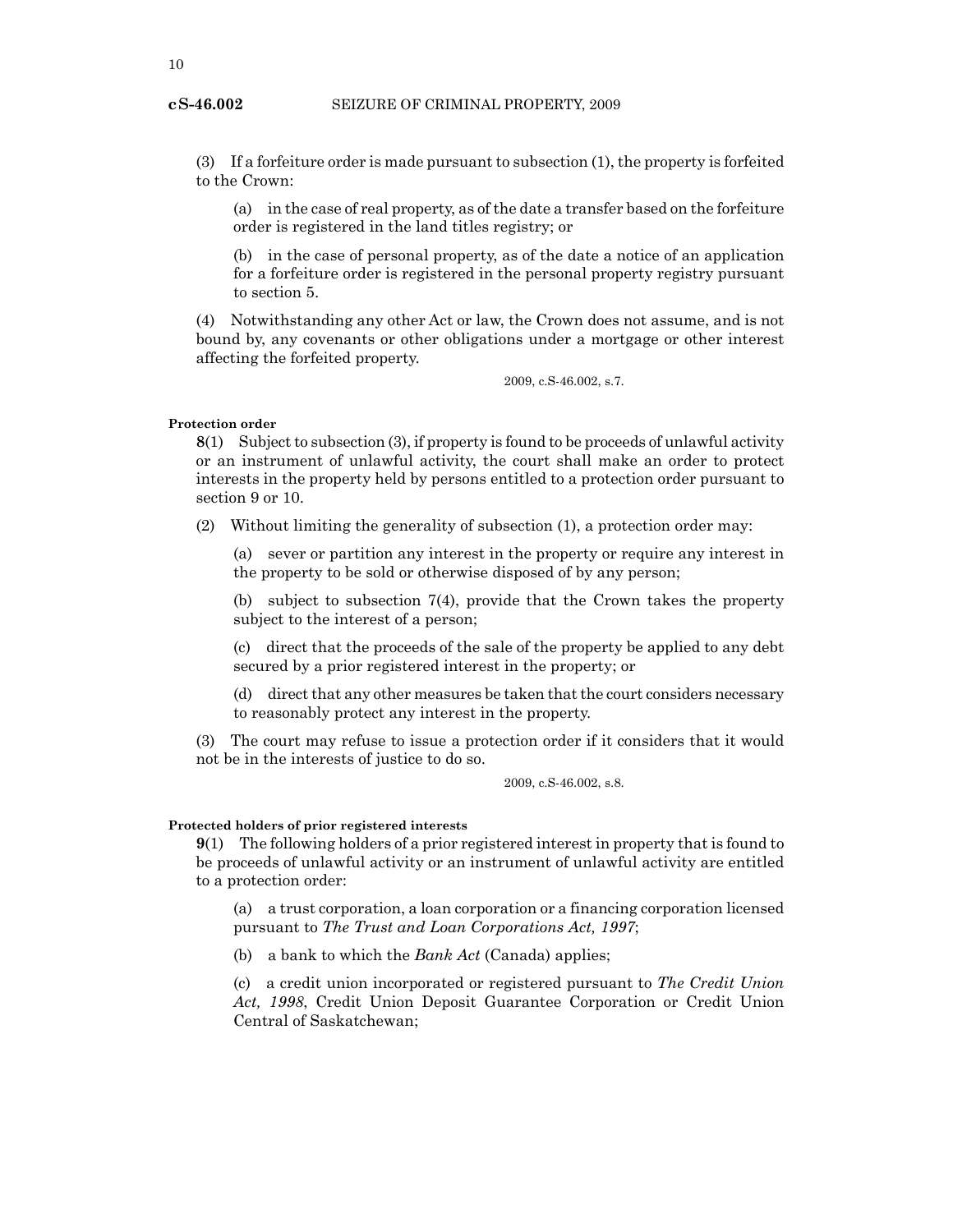(3) If a forfeiture order is made pursuant to subsection (1), the property is forfeited to the Crown:

(a) in the case of real property, as of the date a transfer based on the forfeiture order is registered in the land titles registry; or

(b) in the case of personal property, as of the date a notice of an application for a forfeiture order is registered in the personal property registry pursuant to section 5.

(4) Notwithstanding any other Act or law, the Crown does not assume, and is not bound by, any covenants or other obligations under a mortgage or other interest affecting the forfeited property.

2009, c.S-46.002, s.7.

**Protection order**

**8**(1) Subject to subsection (3), if property is found to be proceeds of unlawful activity or an instrument of unlawful activity, the court shall make an order to protect interests in the property held by persons entitled to a protection order pursuant to section 9 or 10.

(2) Without limiting the generality of subsection (1), a protection order may:

(a) sever or partition any interest in the property or require any interest in the property to be sold or otherwise disposed of by any person;

(b) subject to subsection 7(4), provide that the Crown takes the property subject to the interest of a person;

(c) direct that the proceeds of the sale of the property be applied to any debt secured by a prior registered interest in the property; or

(d) direct that any other measures be taken that the court considers necessary to reasonably protect any interest in the property.

(3) The court may refuse to issue a protection order if it considers that it would not be in the interests of justice to do so.

2009, c.S-46.002, s.8.

**Protected holders of prior registered interests**

**9**(1) The following holders of a prior registered interest in property that is found to be proceeds of unlawful activity or an instrument of unlawful activity are entitled to a protection order:

(a) a trust corporation, a loan corporation or a financing corporation licensed pursuant to *The Trust and Loan Corporations Act, 1997*;

(b) a bank to which the *Bank Act* (Canada) applies;

(c) a credit union incorporated or registered pursuant to *The Credit Union Act, 1998*, Credit Union Deposit Guarantee Corporation or Credit Union Central of Saskatchewan;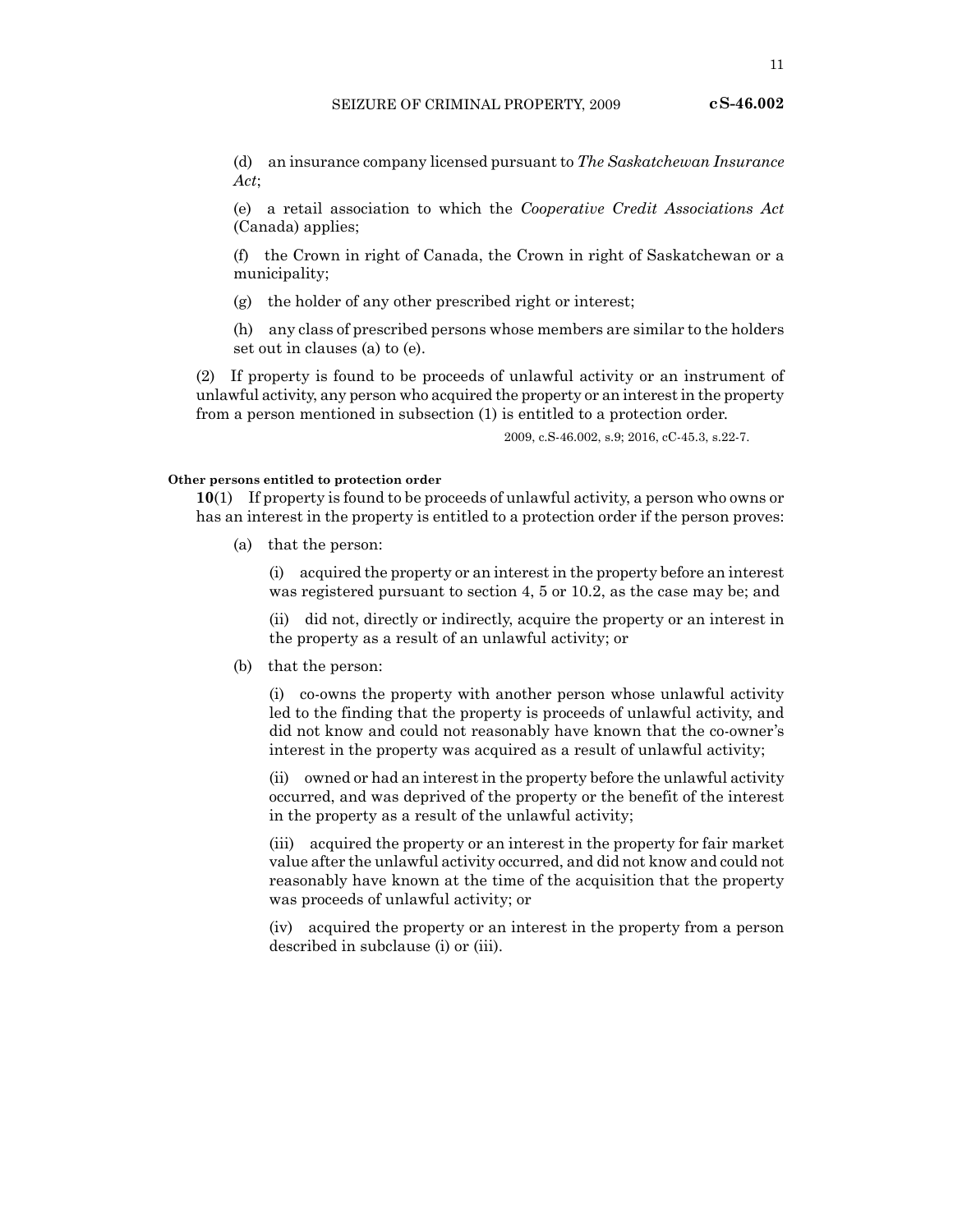(d) an insurance company licensed pursuant to *The Saskatchewan Insurance Act*;

(e) a retail association to which the *Cooperative Credit Associations Act* (Canada) applies;

(f) the Crown in right of Canada, the Crown in right of Saskatchewan or a municipality;

(g) the holder of any other prescribed right or interest;

(h) any class of prescribed persons whose members are similar to the holders set out in clauses (a) to (e).

(2) If property is found to be proceeds of unlawful activity or an instrument of unlawful activity, any person who acquired the property or an interest in the property from a person mentioned in subsection (1) is entitled to a protection order.

2009, c.S-46.002, s.9; 2016, cC-45.3, s.22-7.

**Other persons entitled to protection order**

**10**(1) If property is found to be proceeds of unlawful activity, a person who owns or has an interest in the property is entitled to a protection order if the person proves:

(a) that the person:

(i) acquired the property or an interest in the property before an interest was registered pursuant to section 4, 5 or 10.2, as the case may be; and

(ii) did not, directly or indirectly, acquire the property or an interest in the property as a result of an unlawful activity; or

(b) that the person:

(i) co-owns the property with another person whose unlawful activity led to the finding that the property is proceeds of unlawful activity, and did not know and could not reasonably have known that the co-owner's interest in the property was acquired as a result of unlawful activity;

(ii) owned or had an interest in the property before the unlawful activity occurred, and was deprived of the property or the benefit of the interest in the property as a result of the unlawful activity;

(iii) acquired the property or an interest in the property for fair market value after the unlawful activity occurred, and did not know and could not reasonably have known at the time of the acquisition that the property was proceeds of unlawful activity; or

(iv) acquired the property or an interest in the property from a person described in subclause (i) or (iii).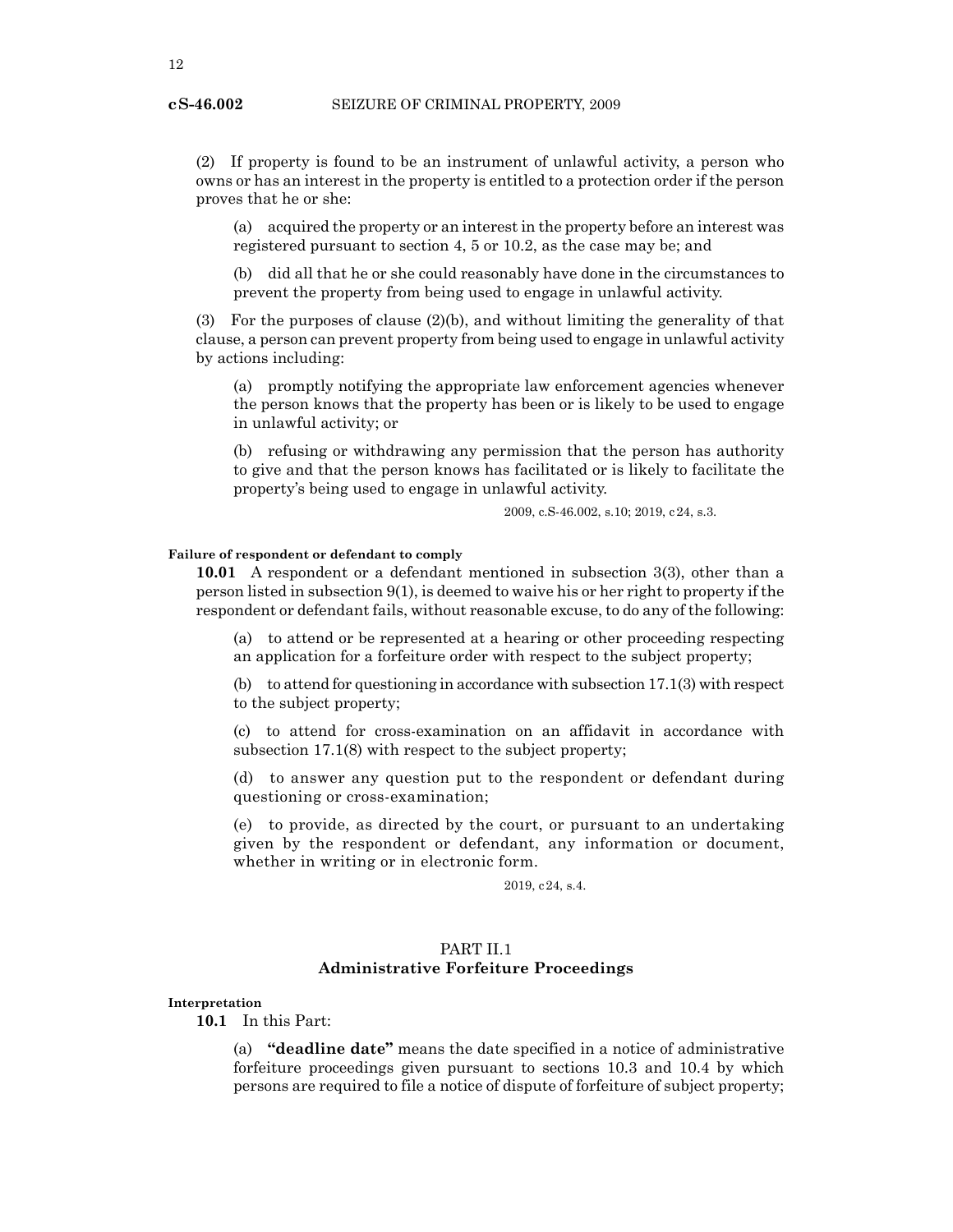(2) If property is found to be an instrument of unlawful activity, a person who owns or has an interest in the property is entitled to a protection order if the person proves that he or she:

(a) acquired the property or an interest in the property before an interest was registered pursuant to section 4, 5 or 10.2, as the case may be; and

(b) did all that he or she could reasonably have done in the circumstances to prevent the property from being used to engage in unlawful activity.

(3) For the purposes of clause (2)(b), and without limiting the generality of that clause, a person can prevent property from being used to engage in unlawful activity by actions including:

(a) promptly notifying the appropriate law enforcement agencies whenever the person knows that the property has been or is likely to be used to engage in unlawful activity; or

(b) refusing or withdrawing any permission that the person has authority to give and that the person knows has facilitated or is likely to facilitate the property's being used to engage in unlawful activity.

2009, c.S-46.002, s.10; 2019, c 24, s.3.

**Failure of respondent or defendant to comply**

**10.01** A respondent or a defendant mentioned in subsection 3(3), other than a person listed in subsection 9(1), is deemed to waive his or her right to property if the respondent or defendant fails, without reasonable excuse, to do any of the following:

(a) to attend or be represented at a hearing or other proceeding respecting an application for a forfeiture order with respect to the subject property;

(b) to attend for questioning in accordance with subsection 17.1(3) with respect to the subject property;

(c) to attend for cross-examination on an affidavit in accordance with subsection 17.1(8) with respect to the subject property;

(d) to answer any question put to the respondent or defendant during questioning or cross-examination;

(e) to provide, as directed by the court, or pursuant to an undertaking given by the respondent or defendant, any information or document, whether in writing or in electronic form.

2019, c 24, s.4.

## PART II.1
## Administrative Forfeiture Proceedings

**Interpretation**

**10.1** In this Part:

(a) **"deadline date"** means the date specified in a notice of administrative forfeiture proceedings given pursuant to sections 10.3 and 10.4 by which persons are required to file a notice of dispute of forfeiture of subject property;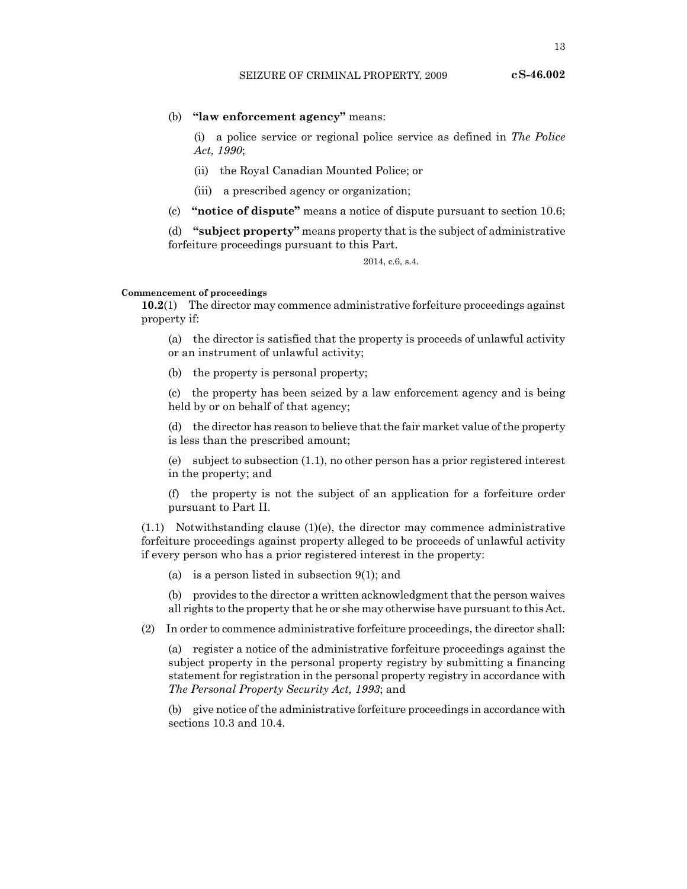(b) **"law enforcement agency"** means:

(i) a police service or regional police service as defined in *The Police Act, 1990*;

(ii) the Royal Canadian Mounted Police; or

(iii) a prescribed agency or organization;

(c) **"notice of dispute"** means a notice of dispute pursuant to section 10.6;

(d) **"subject property"** means property that is the subject of administrative forfeiture proceedings pursuant to this Part.

2014, c.6, s.4.

**Commencement of proceedings**

**10.2**(1) The director may commence administrative forfeiture proceedings against property if:

(a) the director is satisfied that the property is proceeds of unlawful activity or an instrument of unlawful activity;

(b) the property is personal property;

(c) the property has been seized by a law enforcement agency and is being held by or on behalf of that agency;

(d) the director has reason to believe that the fair market value of the property is less than the prescribed amount;

(e) subject to subsection (1.1), no other person has a prior registered interest in the property; and

(f) the property is not the subject of an application for a forfeiture order pursuant to Part II.

(1.1) Notwithstanding clause (1)(e), the director may commence administrative forfeiture proceedings against property alleged to be proceeds of unlawful activity if every person who has a prior registered interest in the property:

(a) is a person listed in subsection 9(1); and

(b) provides to the director a written acknowledgment that the person waives all rights to the property that he or she may otherwise have pursuant to this Act.

(2) In order to commence administrative forfeiture proceedings, the director shall:

(a) register a notice of the administrative forfeiture proceedings against the subject property in the personal property registry by submitting a financing statement for registration in the personal property registry in accordance with *The Personal Property Security Act, 1993*; and

(b) give notice of the administrative forfeiture proceedings in accordance with sections 10.3 and 10.4.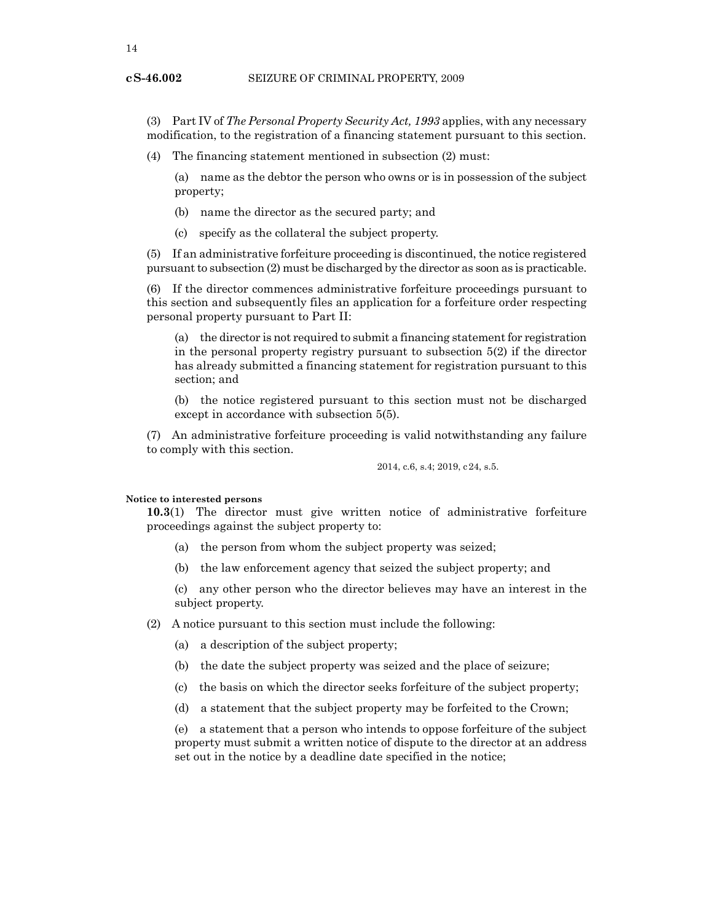(3) Part IV of *The Personal Property Security Act, 1993* applies, with any necessary modification, to the registration of a financing statement pursuant to this section.

(4) The financing statement mentioned in subsection (2) must:

(a) name as the debtor the person who owns or is in possession of the subject property;

(b) name the director as the secured party; and

(c) specify as the collateral the subject property.

(5) If an administrative forfeiture proceeding is discontinued, the notice registered pursuant to subsection (2) must be discharged by the director as soon as is practicable.

(6) If the director commences administrative forfeiture proceedings pursuant to this section and subsequently files an application for a forfeiture order respecting personal property pursuant to Part II:

(a) the director is not required to submit a financing statement for registration in the personal property registry pursuant to subsection 5(2) if the director has already submitted a financing statement for registration pursuant to this section; and

(b) the notice registered pursuant to this section must not be discharged except in accordance with subsection 5(5).

(7) An administrative forfeiture proceeding is valid notwithstanding any failure to comply with this section.

2014, c.6, s.4; 2019, c24, s.5.

**Notice to interested persons**

**10.3**(1) The director must give written notice of administrative forfeiture proceedings against the subject property to:

(a) the person from whom the subject property was seized;

(b) the law enforcement agency that seized the subject property; and

(c) any other person who the director believes may have an interest in the subject property.

(2) A notice pursuant to this section must include the following:

(a) a description of the subject property;

(b) the date the subject property was seized and the place of seizure;

(c) the basis on which the director seeks forfeiture of the subject property;

(d) a statement that the subject property may be forfeited to the Crown;

(e) a statement that a person who intends to oppose forfeiture of the subject property must submit a written notice of dispute to the director at an address set out in the notice by a deadline date specified in the notice;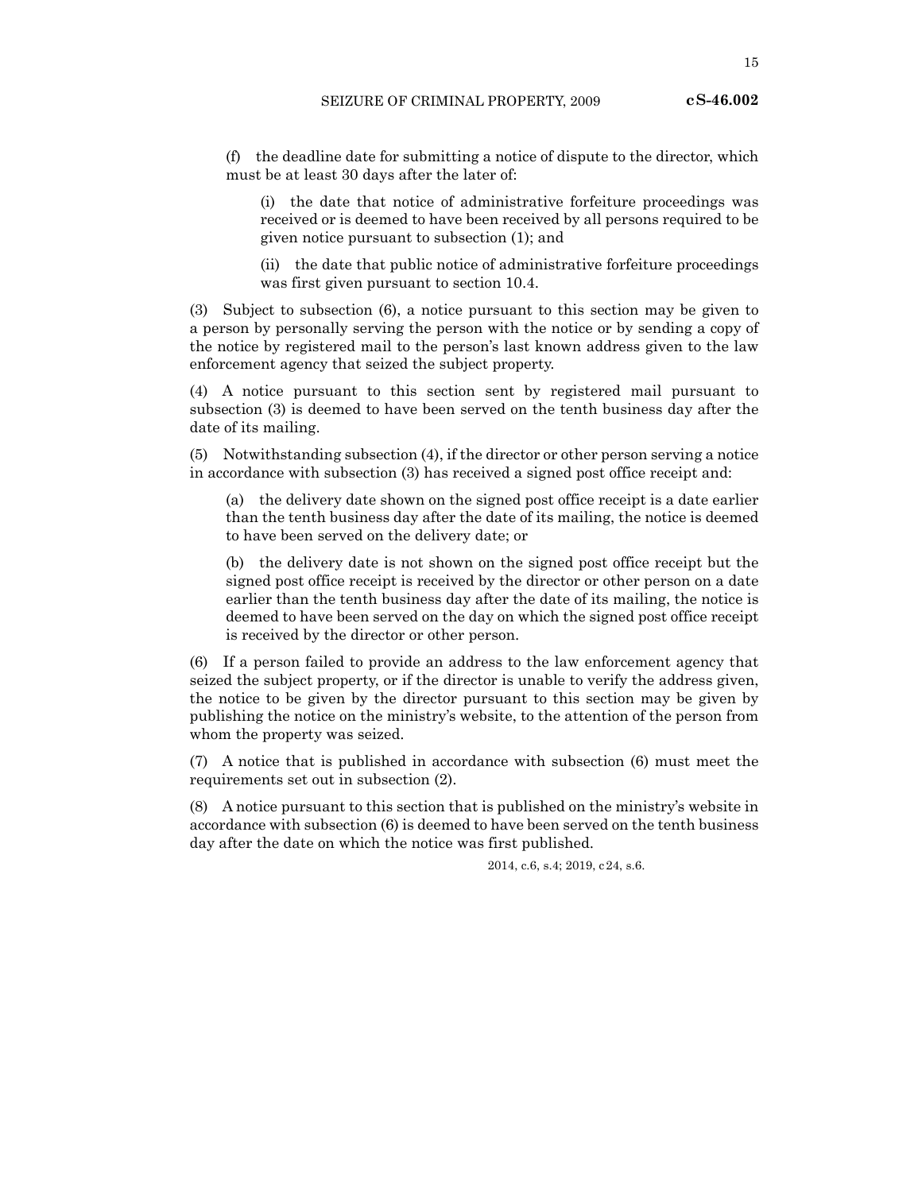(f) the deadline date for submitting a notice of dispute to the director, which must be at least 30 days after the later of:

(i) the date that notice of administrative forfeiture proceedings was received or is deemed to have been received by all persons required to be given notice pursuant to subsection (1); and

(ii) the date that public notice of administrative forfeiture proceedings was first given pursuant to section 10.4.

(3) Subject to subsection (6), a notice pursuant to this section may be given to a person by personally serving the person with the notice or by sending a copy of the notice by registered mail to the person's last known address given to the law enforcement agency that seized the subject property.

(4) A notice pursuant to this section sent by registered mail pursuant to subsection (3) is deemed to have been served on the tenth business day after the date of its mailing.

(5) Notwithstanding subsection (4), if the director or other person serving a notice in accordance with subsection (3) has received a signed post office receipt and:

(a) the delivery date shown on the signed post office receipt is a date earlier than the tenth business day after the date of its mailing, the notice is deemed to have been served on the delivery date; or

(b) the delivery date is not shown on the signed post office receipt but the signed post office receipt is received by the director or other person on a date earlier than the tenth business day after the date of its mailing, the notice is deemed to have been served on the day on which the signed post office receipt is received by the director or other person.

(6) If a person failed to provide an address to the law enforcement agency that seized the subject property, or if the director is unable to verify the address given, the notice to be given by the director pursuant to this section may be given by publishing the notice on the ministry's website, to the attention of the person from whom the property was seized.

(7) A notice that is published in accordance with subsection (6) must meet the requirements set out in subsection (2).

(8) A notice pursuant to this section that is published on the ministry's website in accordance with subsection (6) is deemed to have been served on the tenth business day after the date on which the notice was first published.

2014, c.6, s.4; 2019, c24, s.6.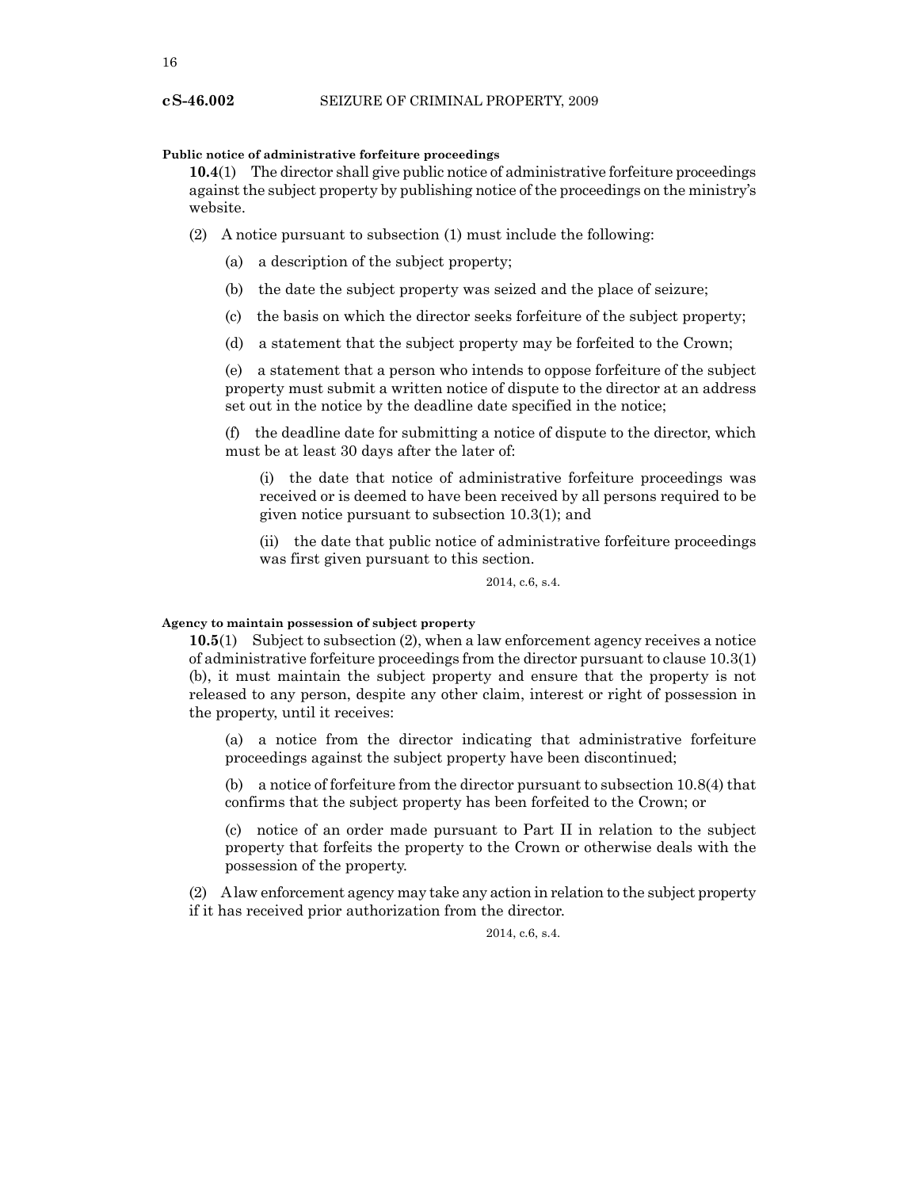**Public notice of administrative forfeiture proceedings**

**10.4**(1) The director shall give public notice of administrative forfeiture proceedings against the subject property by publishing notice of the proceedings on the ministry's website.

(2) A notice pursuant to subsection (1) must include the following:

(a) a description of the subject property;

(b) the date the subject property was seized and the place of seizure;

(c) the basis on which the director seeks forfeiture of the subject property;

(d) a statement that the subject property may be forfeited to the Crown;

(e) a statement that a person who intends to oppose forfeiture of the subject property must submit a written notice of dispute to the director at an address set out in the notice by the deadline date specified in the notice;

(f) the deadline date for submitting a notice of dispute to the director, which must be at least 30 days after the later of:

(i) the date that notice of administrative forfeiture proceedings was received or is deemed to have been received by all persons required to be given notice pursuant to subsection 10.3(1); and

(ii) the date that public notice of administrative forfeiture proceedings was first given pursuant to this section.

2014, c.6, s.4.

**Agency to maintain possession of subject property**

**10.5**(1) Subject to subsection (2), when a law enforcement agency receives a notice of administrative forfeiture proceedings from the director pursuant to clause 10.3(1)(b), it must maintain the subject property and ensure that the property is not released to any person, despite any other claim, interest or right of possession in the property, until it receives:

(a) a notice from the director indicating that administrative forfeiture proceedings against the subject property have been discontinued;

(b) a notice of forfeiture from the director pursuant to subsection 10.8(4) that confirms that the subject property has been forfeited to the Crown; or

(c) notice of an order made pursuant to Part II in relation to the subject property that forfeits the property to the Crown or otherwise deals with the possession of the property.

(2) A law enforcement agency may take any action in relation to the subject property if it has received prior authorization from the director.

2014, c.6, s.4.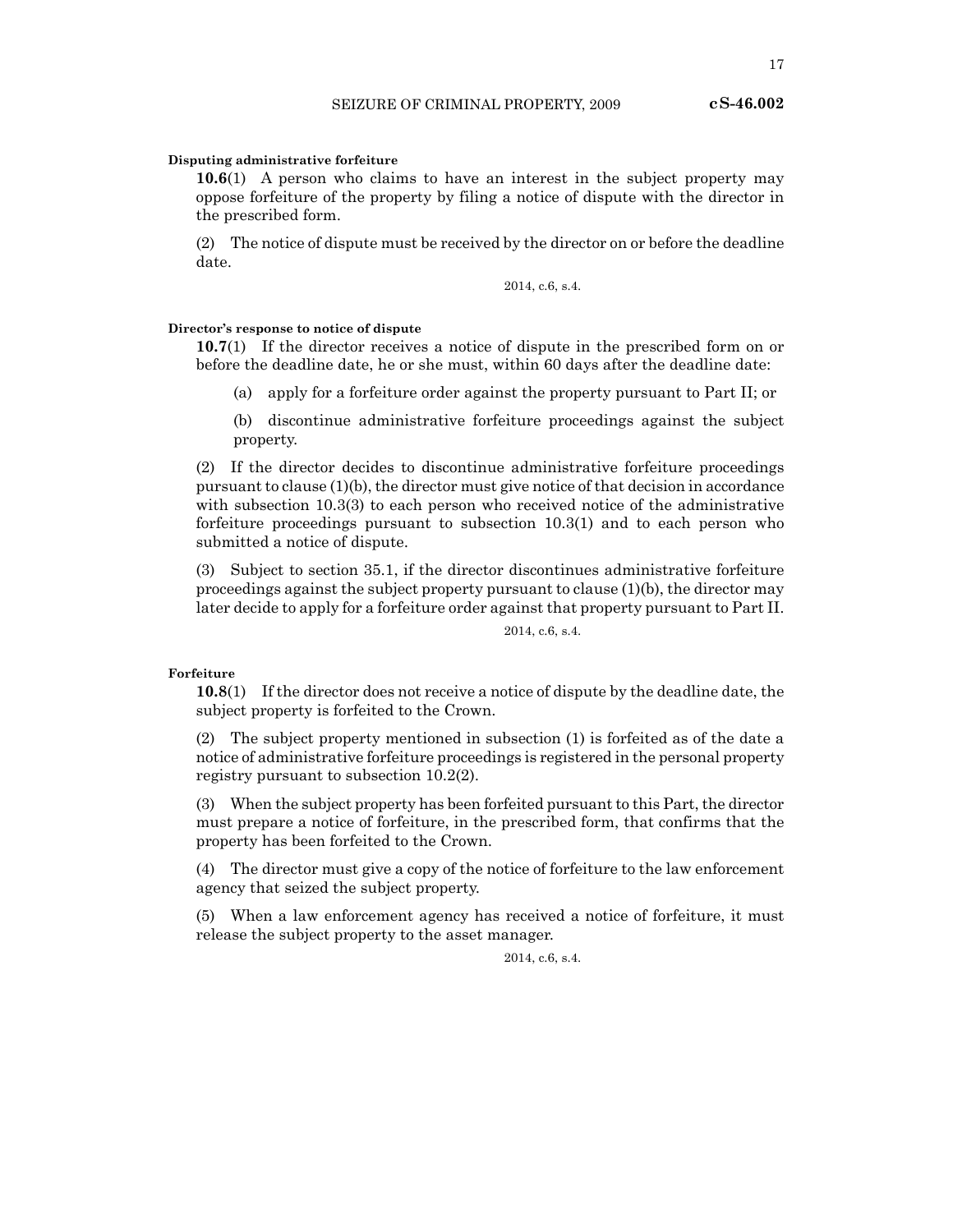**Disputing administrative forfeiture**

**10.6**(1) A person who claims to have an interest in the subject property may oppose forfeiture of the property by filing a notice of dispute with the director in the prescribed form.

(2) The notice of dispute must be received by the director on or before the deadline date.

2014, c.6, s.4.

**Director's response to notice of dispute**

**10.7**(1) If the director receives a notice of dispute in the prescribed form on or before the deadline date, he or she must, within 60 days after the deadline date:

(a) apply for a forfeiture order against the property pursuant to Part II; or

(b) discontinue administrative forfeiture proceedings against the subject property.

(2) If the director decides to discontinue administrative forfeiture proceedings pursuant to clause (1)(b), the director must give notice of that decision in accordance with subsection 10.3(3) to each person who received notice of the administrative forfeiture proceedings pursuant to subsection 10.3(1) and to each person who submitted a notice of dispute.

(3) Subject to section 35.1, if the director discontinues administrative forfeiture proceedings against the subject property pursuant to clause (1)(b), the director may later decide to apply for a forfeiture order against that property pursuant to Part II.

2014, c.6, s.4.

**Forfeiture**

**10.8**(1) If the director does not receive a notice of dispute by the deadline date, the subject property is forfeited to the Crown.

(2) The subject property mentioned in subsection (1) is forfeited as of the date a notice of administrative forfeiture proceedings is registered in the personal property registry pursuant to subsection 10.2(2).

(3) When the subject property has been forfeited pursuant to this Part, the director must prepare a notice of forfeiture, in the prescribed form, that confirms that the property has been forfeited to the Crown.

(4) The director must give a copy of the notice of forfeiture to the law enforcement agency that seized the subject property.

(5) When a law enforcement agency has received a notice of forfeiture, it must release the subject property to the asset manager.

2014, c.6, s.4.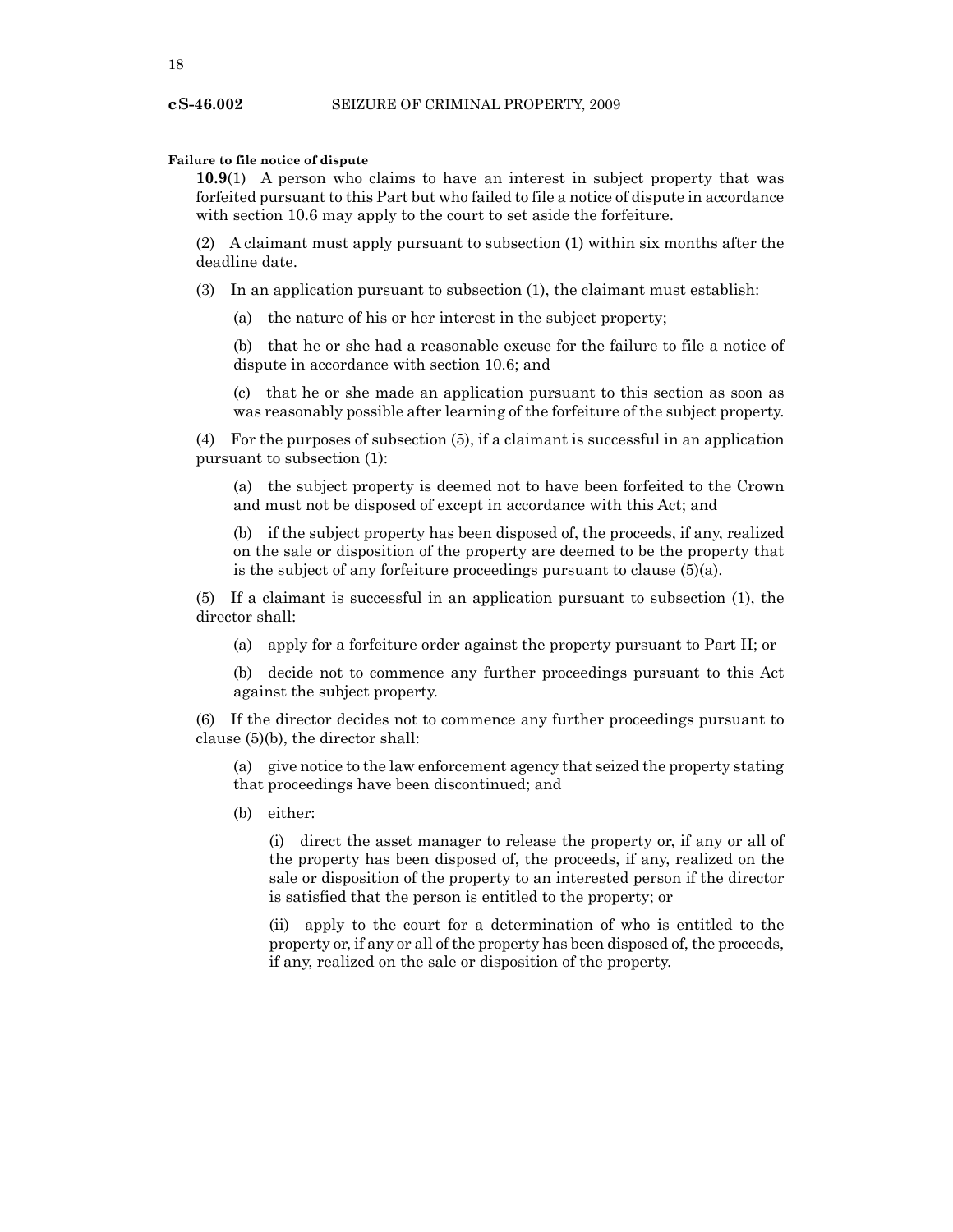**Failure to file notice of dispute**

**10.9**(1) A person who claims to have an interest in subject property that was forfeited pursuant to this Part but who failed to file a notice of dispute in accordance with section 10.6 may apply to the court to set aside the forfeiture.

(2) A claimant must apply pursuant to subsection (1) within six months after the deadline date.

(3) In an application pursuant to subsection (1), the claimant must establish:

(a) the nature of his or her interest in the subject property;

(b) that he or she had a reasonable excuse for the failure to file a notice of dispute in accordance with section 10.6; and

(c) that he or she made an application pursuant to this section as soon as was reasonably possible after learning of the forfeiture of the subject property.

(4) For the purposes of subsection (5), if a claimant is successful in an application pursuant to subsection (1):

(a) the subject property is deemed not to have been forfeited to the Crown and must not be disposed of except in accordance with this Act; and

(b) if the subject property has been disposed of, the proceeds, if any, realized on the sale or disposition of the property are deemed to be the property that is the subject of any forfeiture proceedings pursuant to clause (5)(a).

(5) If a claimant is successful in an application pursuant to subsection (1), the director shall:

(a) apply for a forfeiture order against the property pursuant to Part II; or

(b) decide not to commence any further proceedings pursuant to this Act against the subject property.

(6) If the director decides not to commence any further proceedings pursuant to clause (5)(b), the director shall:

(a) give notice to the law enforcement agency that seized the property stating that proceedings have been discontinued; and

(b) either:

(i) direct the asset manager to release the property or, if any or all of the property has been disposed of, the proceeds, if any, realized on the sale or disposition of the property to an interested person if the director is satisfied that the person is entitled to the property; or

(ii) apply to the court for a determination of who is entitled to the property or, if any or all of the property has been disposed of, the proceeds, if any, realized on the sale or disposition of the property.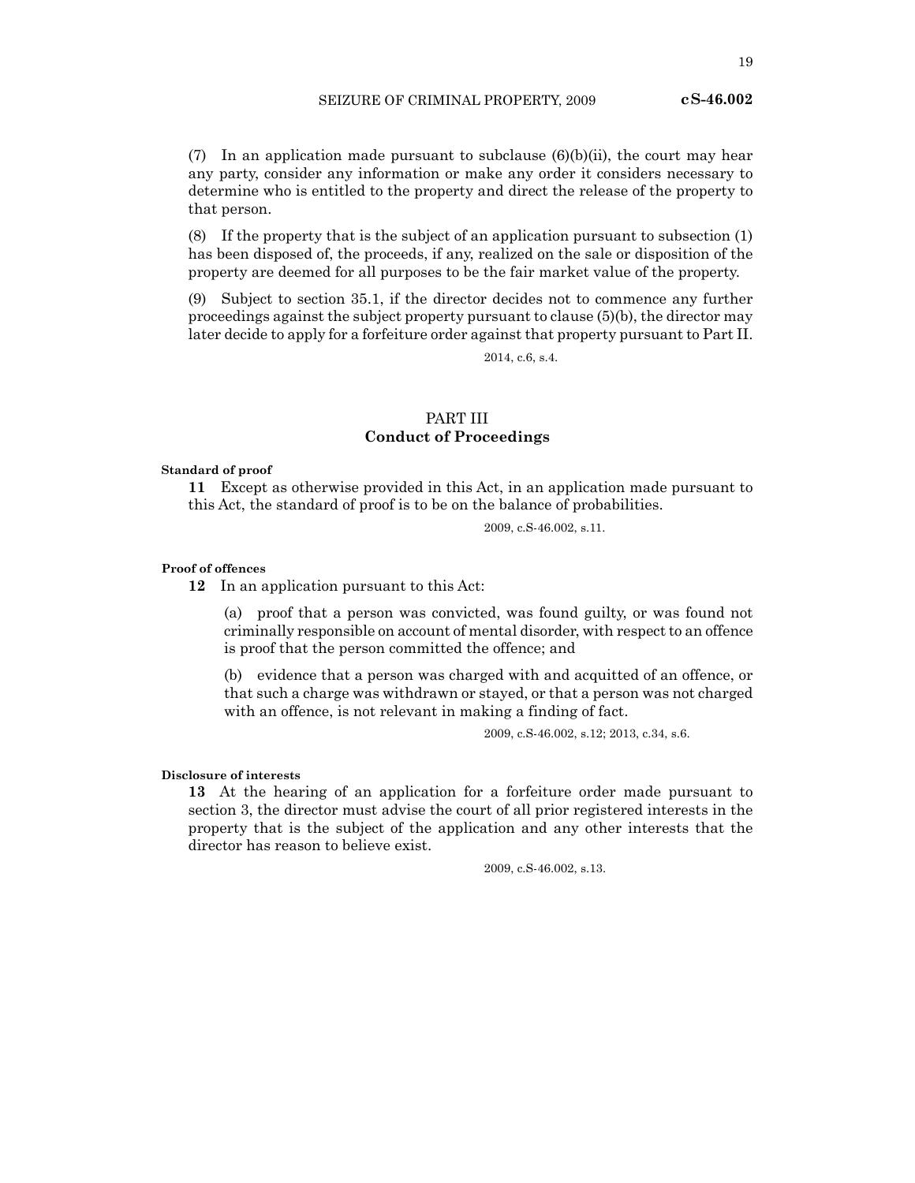(7) In an application made pursuant to subclause (6)(b)(ii), the court may hear any party, consider any information or make any order it considers necessary to determine who is entitled to the property and direct the release of the property to that person.

(8) If the property that is the subject of an application pursuant to subsection (1) has been disposed of, the proceeds, if any, realized on the sale or disposition of the property are deemed for all purposes to be the fair market value of the property.

(9) Subject to section 35.1, if the director decides not to commence any further proceedings against the subject property pursuant to clause (5)(b), the director may later decide to apply for a forfeiture order against that property pursuant to Part II.

2014, c.6, s.4.

## PART III
## Conduct of Proceedings

**Standard of proof**

**11** Except as otherwise provided in this Act, in an application made pursuant to this Act, the standard of proof is to be on the balance of probabilities.

2009, c.S-46.002, s.11.

**Proof of offences**

**12** In an application pursuant to this Act:

(a) proof that a person was convicted, was found guilty, or was found not criminally responsible on account of mental disorder, with respect to an offence is proof that the person committed the offence; and

(b) evidence that a person was charged with and acquitted of an offence, or that such a charge was withdrawn or stayed, or that a person was not charged with an offence, is not relevant in making a finding of fact.

2009, c.S-46.002, s.12; 2013, c.34, s.6.

**Disclosure of interests**

**13** At the hearing of an application for a forfeiture order made pursuant to section 3, the director must advise the court of all prior registered interests in the property that is the subject of the application and any other interests that the director has reason to believe exist.

2009, c.S-46.002, s.13.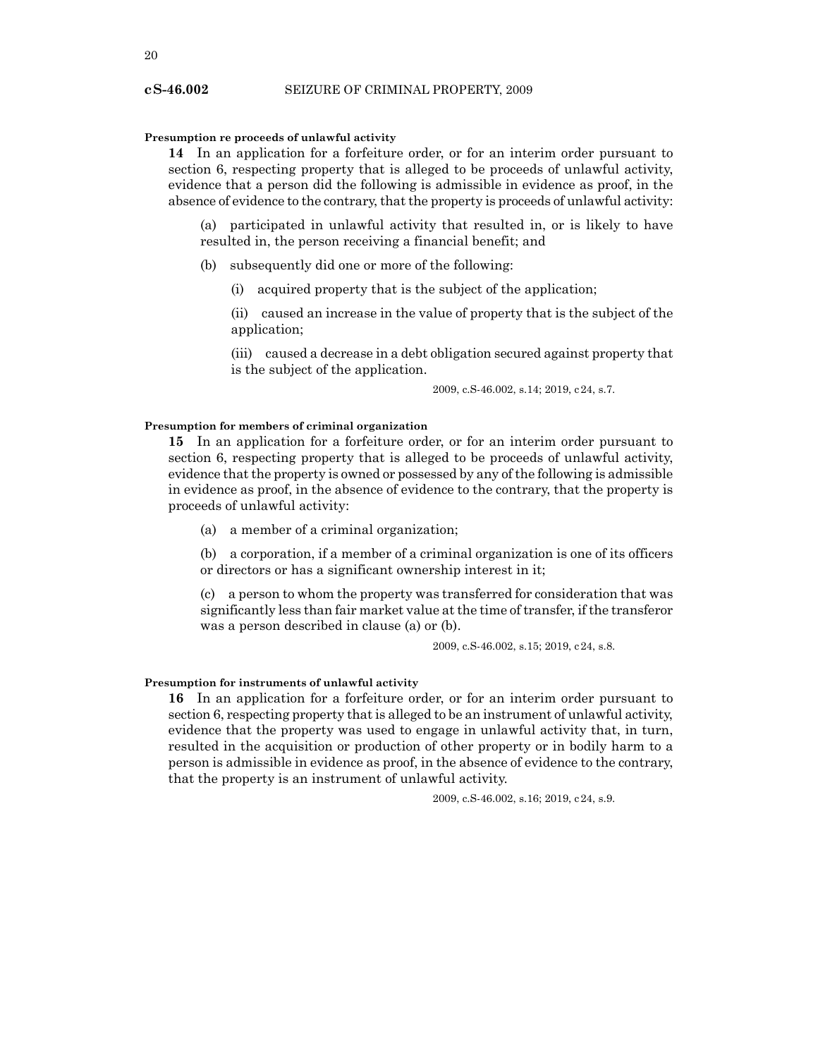**Presumption re proceeds of unlawful activity**

**14** In an application for a forfeiture order, or for an interim order pursuant to section 6, respecting property that is alleged to be proceeds of unlawful activity, evidence that a person did the following is admissible in evidence as proof, in the absence of evidence to the contrary, that the property is proceeds of unlawful activity:

(a) participated in unlawful activity that resulted in, or is likely to have resulted in, the person receiving a financial benefit; and

(b) subsequently did one or more of the following:

(i) acquired property that is the subject of the application;

(ii) caused an increase in the value of property that is the subject of the application;

(iii) caused a decrease in a debt obligation secured against property that is the subject of the application.

2009, c.S-46.002, s.14; 2019, c 24, s.7.

**Presumption for members of criminal organization**

**15** In an application for a forfeiture order, or for an interim order pursuant to section 6, respecting property that is alleged to be proceeds of unlawful activity, evidence that the property is owned or possessed by any of the following is admissible in evidence as proof, in the absence of evidence to the contrary, that the property is proceeds of unlawful activity:

(a) a member of a criminal organization;

(b) a corporation, if a member of a criminal organization is one of its officers or directors or has a significant ownership interest in it;

(c) a person to whom the property was transferred for consideration that was significantly less than fair market value at the time of transfer, if the transferor was a person described in clause (a) or (b).

2009, c.S-46.002, s.15; 2019, c 24, s.8.

**Presumption for instruments of unlawful activity**

**16** In an application for a forfeiture order, or for an interim order pursuant to section 6, respecting property that is alleged to be an instrument of unlawful activity, evidence that the property was used to engage in unlawful activity that, in turn, resulted in the acquisition or production of other property or in bodily harm to a person is admissible in evidence as proof, in the absence of evidence to the contrary, that the property is an instrument of unlawful activity.

2009, c.S-46.002, s.16; 2019, c 24, s.9.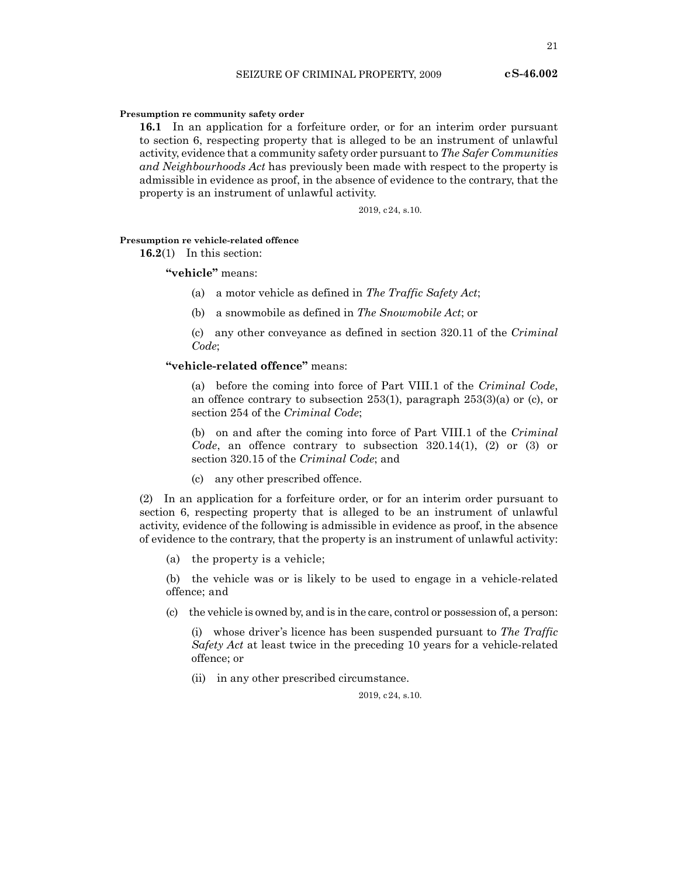**Presumption re community safety order**

**16.1** In an application for a forfeiture order, or for an interim order pursuant to section 6, respecting property that is alleged to be an instrument of unlawful activity, evidence that a community safety order pursuant to *The Safer Communities and Neighbourhoods Act* has previously been made with respect to the property is admissible in evidence as proof, in the absence of evidence to the contrary, that the property is an instrument of unlawful activity.

2019, c24, s.10.

**Presumption re vehicle-related offence**

**16.2**(1) In this section:

**"vehicle"** means:

(a) a motor vehicle as defined in *The Traffic Safety Act*;

(b) a snowmobile as defined in *The Snowmobile Act*; or

(c) any other conveyance as defined in section 320.11 of the *Criminal Code*;

**"vehicle-related offence"** means:

(a) before the coming into force of Part VIII.1 of the *Criminal Code*, an offence contrary to subsection 253(1), paragraph 253(3)(a) or (c), or section 254 of the *Criminal Code*;

(b) on and after the coming into force of Part VIII.1 of the *Criminal Code*, an offence contrary to subsection 320.14(1), (2) or (3) or section 320.15 of the *Criminal Code*; and

(c) any other prescribed offence.

(2) In an application for a forfeiture order, or for an interim order pursuant to section 6, respecting property that is alleged to be an instrument of unlawful activity, evidence of the following is admissible in evidence as proof, in the absence of evidence to the contrary, that the property is an instrument of unlawful activity:

(a) the property is a vehicle;

(b) the vehicle was or is likely to be used to engage in a vehicle-related offence; and

(c) the vehicle is owned by, and is in the care, control or possession of, a person:

(i) whose driver's licence has been suspended pursuant to *The Traffic Safety Act* at least twice in the preceding 10 years for a vehicle-related offence; or

(ii) in any other prescribed circumstance.

2019, c24, s.10.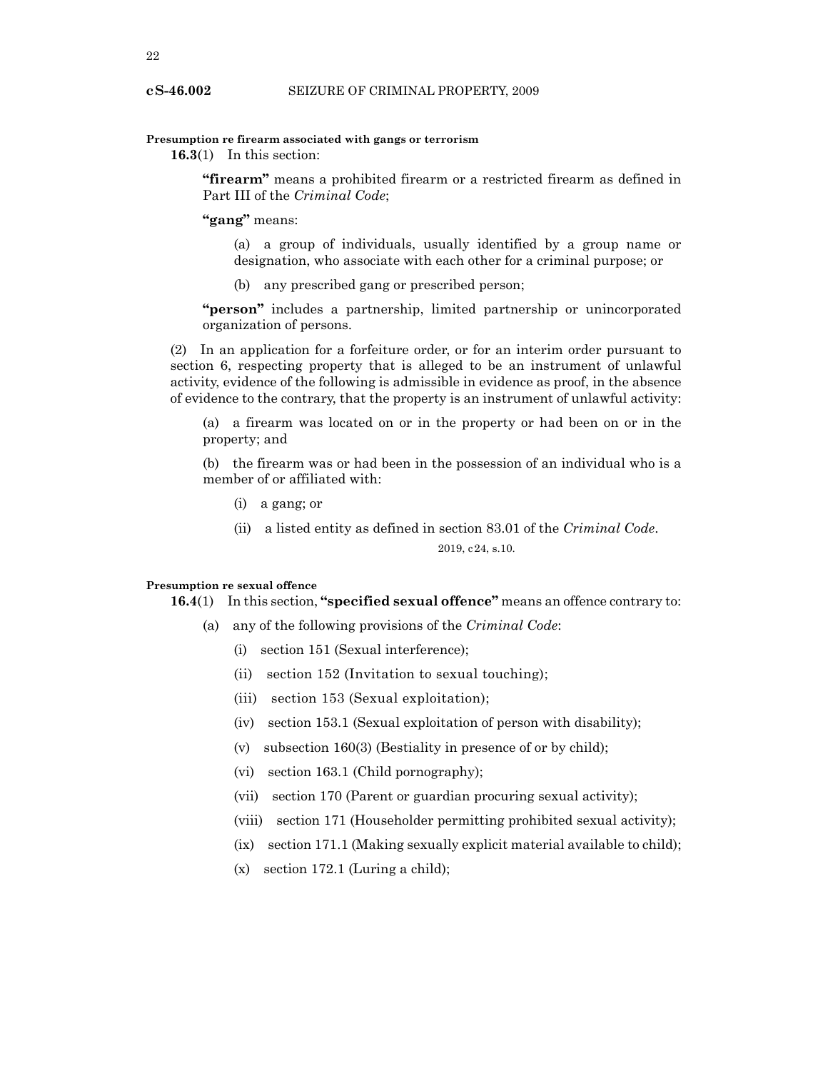**Presumption re firearm associated with gangs or terrorism**

**16.3**(1) In this section:

**"firearm"** means a prohibited firearm or a restricted firearm as defined in Part III of the *Criminal Code*;

**"gang"** means:

(a) a group of individuals, usually identified by a group name or designation, who associate with each other for a criminal purpose; or

(b) any prescribed gang or prescribed person;

**"person"** includes a partnership, limited partnership or unincorporated organization of persons.

(2) In an application for a forfeiture order, or for an interim order pursuant to section 6, respecting property that is alleged to be an instrument of unlawful activity, evidence of the following is admissible in evidence as proof, in the absence of evidence to the contrary, that the property is an instrument of unlawful activity:

(a) a firearm was located on or in the property or had been on or in the property; and

(b) the firearm was or had been in the possession of an individual who is a member of or affiliated with:

(i) a gang; or

(ii) a listed entity as defined in section 83.01 of the *Criminal Code*.

2019, c24, s.10.

**Presumption re sexual offence**

**16.4**(1) In this section, **"specified sexual offence"** means an offence contrary to:

(a) any of the following provisions of the *Criminal Code*:

(i) section 151 (Sexual interference);

(ii) section 152 (Invitation to sexual touching);

(iii) section 153 (Sexual exploitation);

(iv) section 153.1 (Sexual exploitation of person with disability);

(v) subsection 160(3) (Bestiality in presence of or by child);

(vi) section 163.1 (Child pornography);

(vii) section 170 (Parent or guardian procuring sexual activity);

(viii) section 171 (Householder permitting prohibited sexual activity);

(ix) section 171.1 (Making sexually explicit material available to child);

(x) section 172.1 (Luring a child);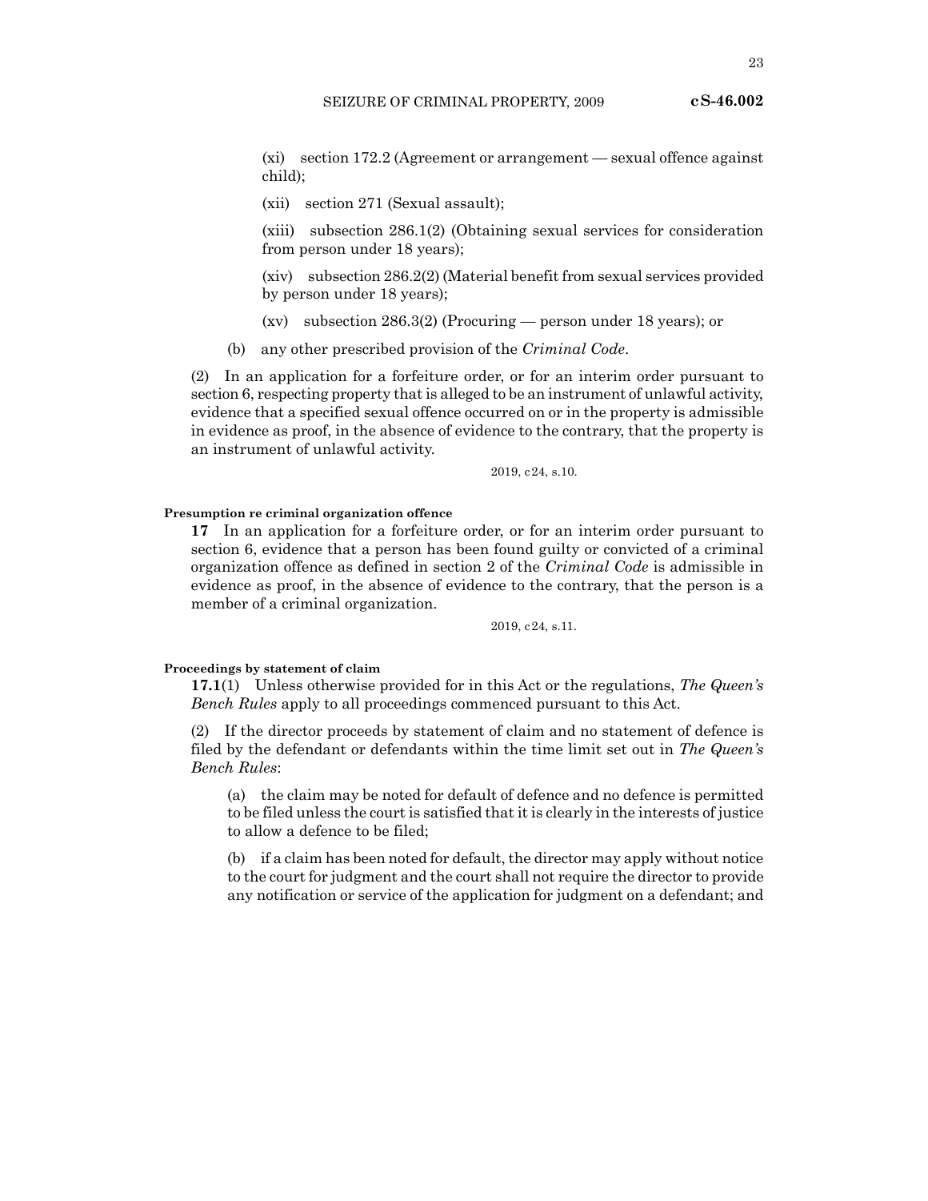(xi) section 172.2 (Agreement or arrangement — sexual offence against child);

(xii) section 271 (Sexual assault);

(xiii) subsection 286.1(2) (Obtaining sexual services for consideration from person under 18 years);

(xiv) subsection 286.2(2) (Material benefit from sexual services provided by person under 18 years);

(xv) subsection 286.3(2) (Procuring — person under 18 years); or

(b) any other prescribed provision of the *Criminal Code*.

(2) In an application for a forfeiture order, or for an interim order pursuant to section 6, respecting property that is alleged to be an instrument of unlawful activity, evidence that a specified sexual offence occurred on or in the property is admissible in evidence as proof, in the absence of evidence to the contrary, that the property is an instrument of unlawful activity.

2019, c24, s.10.

**Presumption re criminal organization offence**

**17** In an application for a forfeiture order, or for an interim order pursuant to section 6, evidence that a person has been found guilty or convicted of a criminal organization offence as defined in section 2 of the *Criminal Code* is admissible in evidence as proof, in the absence of evidence to the contrary, that the person is a member of a criminal organization.

2019, c24, s.11.

**Proceedings by statement of claim**

**17.1**(1) Unless otherwise provided for in this Act or the regulations, *The Queen's Bench Rules* apply to all proceedings commenced pursuant to this Act.

(2) If the director proceeds by statement of claim and no statement of defence is filed by the defendant or defendants within the time limit set out in *The Queen's Bench Rules*:

(a) the claim may be noted for default of defence and no defence is permitted to be filed unless the court is satisfied that it is clearly in the interests of justice to allow a defence to be filed;

(b) if a claim has been noted for default, the director may apply without notice to the court for judgment and the court shall not require the director to provide any notification or service of the application for judgment on a defendant; and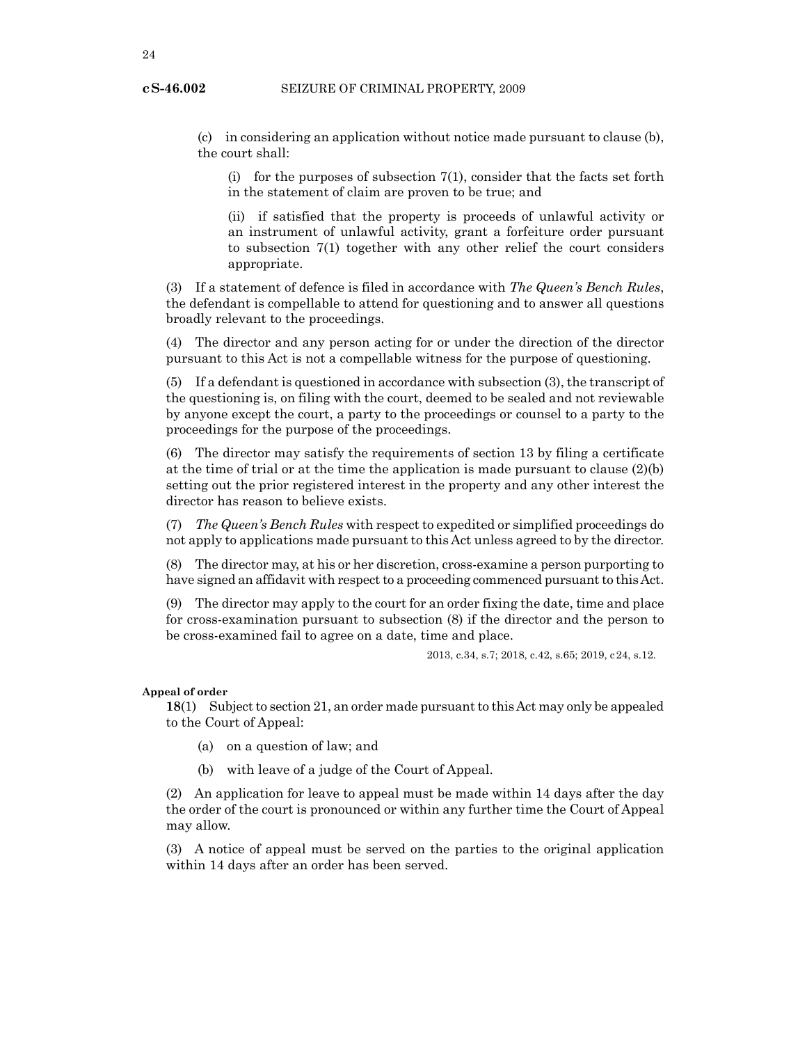(c) in considering an application without notice made pursuant to clause (b), the court shall:

(i) for the purposes of subsection 7(1), consider that the facts set forth in the statement of claim are proven to be true; and

(ii) if satisfied that the property is proceeds of unlawful activity or an instrument of unlawful activity, grant a forfeiture order pursuant to subsection 7(1) together with any other relief the court considers appropriate.

(3) If a statement of defence is filed in accordance with *The Queen's Bench Rules*, the defendant is compellable to attend for questioning and to answer all questions broadly relevant to the proceedings.

(4) The director and any person acting for or under the direction of the director pursuant to this Act is not a compellable witness for the purpose of questioning.

(5) If a defendant is questioned in accordance with subsection (3), the transcript of the questioning is, on filing with the court, deemed to be sealed and not reviewable by anyone except the court, a party to the proceedings or counsel to a party to the proceedings for the purpose of the proceedings.

(6) The director may satisfy the requirements of section 13 by filing a certificate at the time of trial or at the time the application is made pursuant to clause (2)(b) setting out the prior registered interest in the property and any other interest the director has reason to believe exists.

(7) *The Queen's Bench Rules* with respect to expedited or simplified proceedings do not apply to applications made pursuant to this Act unless agreed to by the director.

(8) The director may, at his or her discretion, cross-examine a person purporting to have signed an affidavit with respect to a proceeding commenced pursuant to this Act.

(9) The director may apply to the court for an order fixing the date, time and place for cross-examination pursuant to subsection (8) if the director and the person to be cross-examined fail to agree on a date, time and place.

2013, c.34, s.7; 2018, c.42, s.65; 2019, c24, s.12.

**Appeal of order**

**18**(1) Subject to section 21, an order made pursuant to this Act may only be appealed to the Court of Appeal:

(a) on a question of law; and

(b) with leave of a judge of the Court of Appeal.

(2) An application for leave to appeal must be made within 14 days after the day the order of the court is pronounced or within any further time the Court of Appeal may allow.

(3) A notice of appeal must be served on the parties to the original application within 14 days after an order has been served.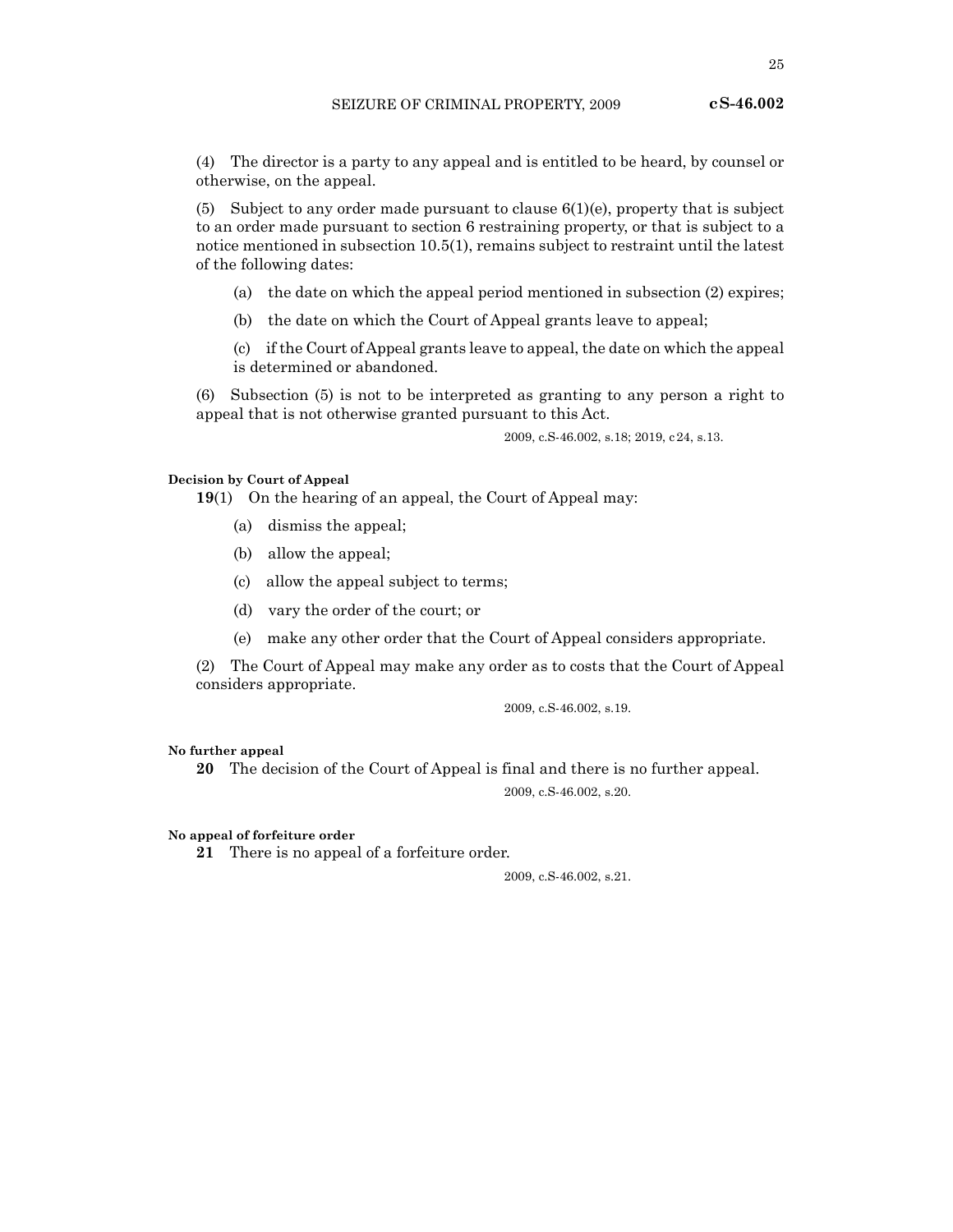(4) The director is a party to any appeal and is entitled to be heard, by counsel or otherwise, on the appeal.

(5) Subject to any order made pursuant to clause 6(1)(e), property that is subject to an order made pursuant to section 6 restraining property, or that is subject to a notice mentioned in subsection 10.5(1), remains subject to restraint until the latest of the following dates:

(a) the date on which the appeal period mentioned in subsection (2) expires;

(b) the date on which the Court of Appeal grants leave to appeal;

(c) if the Court of Appeal grants leave to appeal, the date on which the appeal is determined or abandoned.

(6) Subsection (5) is not to be interpreted as granting to any person a right to appeal that is not otherwise granted pursuant to this Act.

2009, c.S-46.002, s.18; 2019, c 24, s.13.

**Decision by Court of Appeal**

**19**(1) On the hearing of an appeal, the Court of Appeal may:

(a) dismiss the appeal;

(b) allow the appeal;

(c) allow the appeal subject to terms;

(d) vary the order of the court; or

(e) make any other order that the Court of Appeal considers appropriate.

(2) The Court of Appeal may make any order as to costs that the Court of Appeal considers appropriate.

2009, c.S-46.002, s.19.

**No further appeal**

**20** The decision of the Court of Appeal is final and there is no further appeal.

2009, c.S-46.002, s.20.

**No appeal of forfeiture order**

**21** There is no appeal of a forfeiture order.

2009, c.S-46.002, s.21.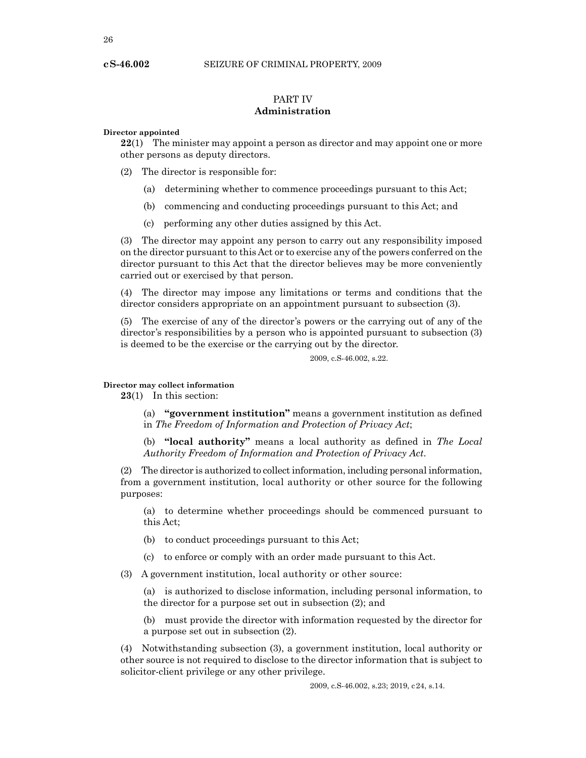## PART IV
## Administration

**Director appointed**

**22**(1) The minister may appoint a person as director and may appoint one or more other persons as deputy directors.

(2) The director is responsible for:

(a) determining whether to commence proceedings pursuant to this Act;

(b) commencing and conducting proceedings pursuant to this Act; and

(c) performing any other duties assigned by this Act.

(3) The director may appoint any person to carry out any responsibility imposed on the director pursuant to this Act or to exercise any of the powers conferred on the director pursuant to this Act that the director believes may be more conveniently carried out or exercised by that person.

(4) The director may impose any limitations or terms and conditions that the director considers appropriate on an appointment pursuant to subsection (3).

(5) The exercise of any of the director's powers or the carrying out of any of the director's responsibilities by a person who is appointed pursuant to subsection (3) is deemed to be the exercise or the carrying out by the director.

2009, c.S-46.002, s.22.

**Director may collect information**

**23**(1) In this section:

(a) **"government institution"** means a government institution as defined in *The Freedom of Information and Protection of Privacy Act*;

(b) **"local authority"** means a local authority as defined in *The Local Authority Freedom of Information and Protection of Privacy Act*.

(2) The director is authorized to collect information, including personal information, from a government institution, local authority or other source for the following purposes:

(a) to determine whether proceedings should be commenced pursuant to this Act;

(b) to conduct proceedings pursuant to this Act;

(c) to enforce or comply with an order made pursuant to this Act.

(3) A government institution, local authority or other source:

(a) is authorized to disclose information, including personal information, to the director for a purpose set out in subsection (2); and

(b) must provide the director with information requested by the director for a purpose set out in subsection (2).

(4) Notwithstanding subsection (3), a government institution, local authority or other source is not required to disclose to the director information that is subject to solicitor-client privilege or any other privilege.

2009, c.S-46.002, s.23; 2019, c24, s.14.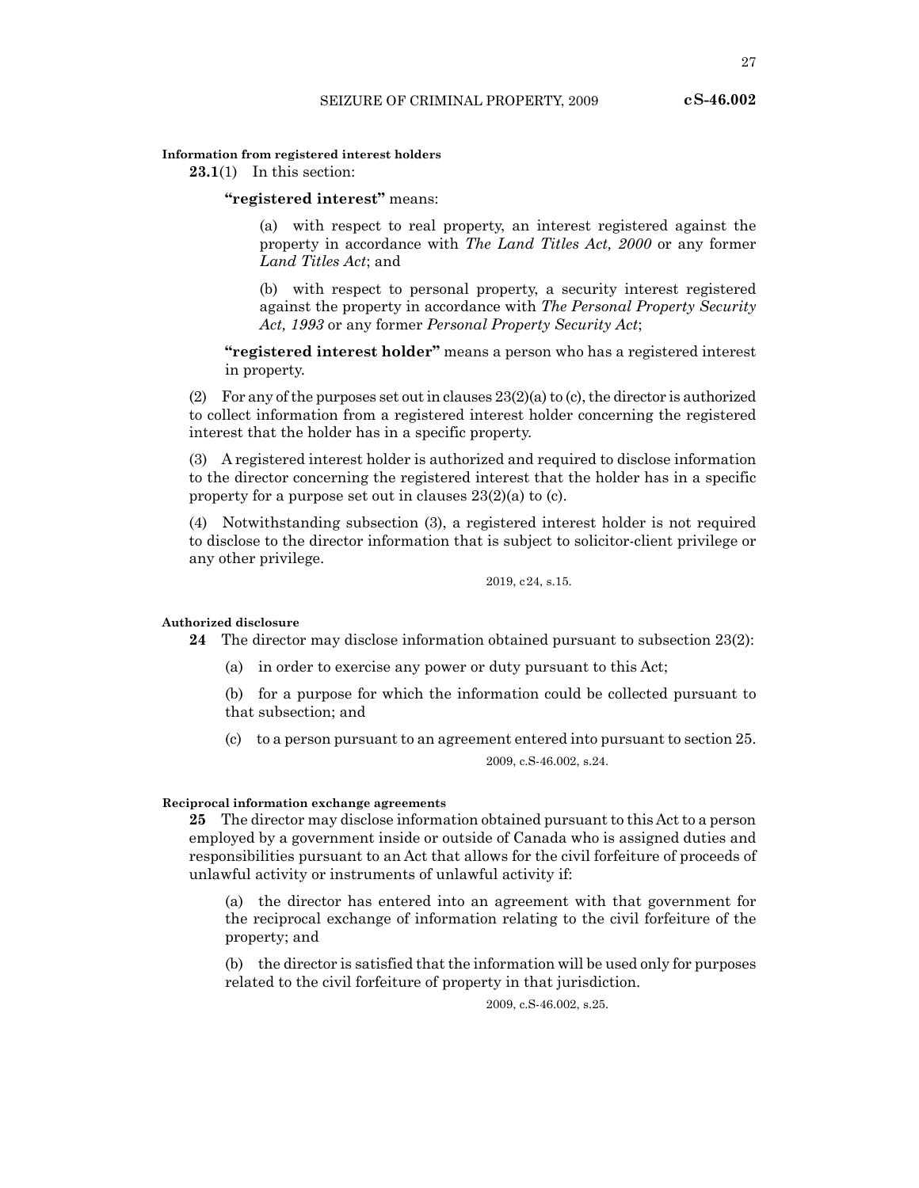**Information from registered interest holders**

**23.1**(1) In this section:

**"registered interest"** means:

(a) with respect to real property, an interest registered against the property in accordance with *The Land Titles Act, 2000* or any former *Land Titles Act*; and

(b) with respect to personal property, a security interest registered against the property in accordance with *The Personal Property Security Act, 1993* or any former *Personal Property Security Act*;

**"registered interest holder"** means a person who has a registered interest in property.

(2) For any of the purposes set out in clauses 23(2)(a) to (c), the director is authorized to collect information from a registered interest holder concerning the registered interest that the holder has in a specific property.

(3) A registered interest holder is authorized and required to disclose information to the director concerning the registered interest that the holder has in a specific property for a purpose set out in clauses 23(2)(a) to (c).

(4) Notwithstanding subsection (3), a registered interest holder is not required to disclose to the director information that is subject to solicitor-client privilege or any other privilege.

2019, c24, s.15.

**Authorized disclosure**

**24** The director may disclose information obtained pursuant to subsection 23(2):

(a) in order to exercise any power or duty pursuant to this Act;

(b) for a purpose for which the information could be collected pursuant to that subsection; and

(c) to a person pursuant to an agreement entered into pursuant to section 25.

2009, c.S-46.002, s.24.

**Reciprocal information exchange agreements**

**25** The director may disclose information obtained pursuant to this Act to a person employed by a government inside or outside of Canada who is assigned duties and responsibilities pursuant to an Act that allows for the civil forfeiture of proceeds of unlawful activity or instruments of unlawful activity if:

(a) the director has entered into an agreement with that government for the reciprocal exchange of information relating to the civil forfeiture of the property; and

(b) the director is satisfied that the information will be used only for purposes related to the civil forfeiture of property in that jurisdiction.

2009, c.S-46.002, s.25.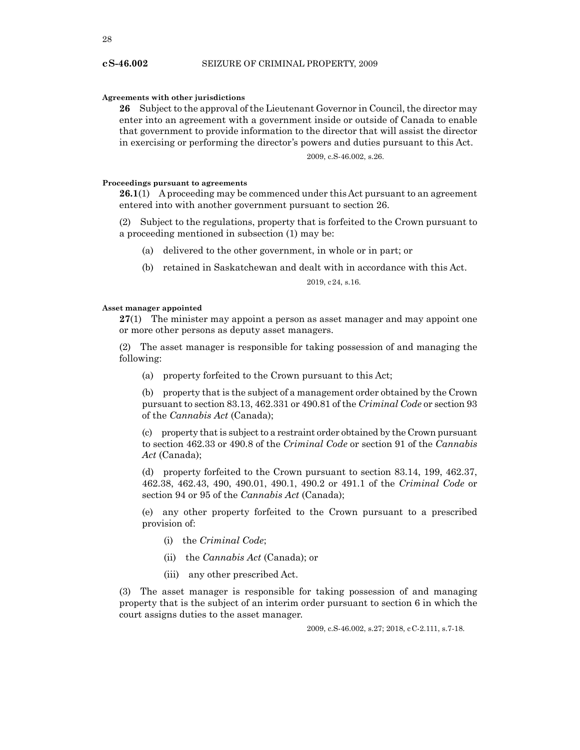**Agreements with other jurisdictions**

**26** Subject to the approval of the Lieutenant Governor in Council, the director may enter into an agreement with a government inside or outside of Canada to enable that government to provide information to the director that will assist the director in exercising or performing the director's powers and duties pursuant to this Act.

2009, c.S-46.002, s.26.

**Proceedings pursuant to agreements**

**26.1**(1) A proceeding may be commenced under this Act pursuant to an agreement entered into with another government pursuant to section 26.

(2) Subject to the regulations, property that is forfeited to the Crown pursuant to a proceeding mentioned in subsection (1) may be:

(a) delivered to the other government, in whole or in part; or

(b) retained in Saskatchewan and dealt with in accordance with this Act.

2019, c24, s.16.

**Asset manager appointed**

**27**(1) The minister may appoint a person as asset manager and may appoint one or more other persons as deputy asset managers.

(2) The asset manager is responsible for taking possession of and managing the following:

(a) property forfeited to the Crown pursuant to this Act;

(b) property that is the subject of a management order obtained by the Crown pursuant to section 83.13, 462.331 or 490.81 of the *Criminal Code* or section 93 of the *Cannabis Act* (Canada);

(c) property that is subject to a restraint order obtained by the Crown pursuant to section 462.33 or 490.8 of the *Criminal Code* or section 91 of the *Cannabis Act* (Canada);

(d) property forfeited to the Crown pursuant to section 83.14, 199, 462.37, 462.38, 462.43, 490, 490.01, 490.1, 490.2 or 491.1 of the *Criminal Code* or section 94 or 95 of the *Cannabis Act* (Canada);

(e) any other property forfeited to the Crown pursuant to a prescribed provision of:

(i) the *Criminal Code*;

(ii) the *Cannabis Act* (Canada); or

(iii) any other prescribed Act.

(3) The asset manager is responsible for taking possession of and managing property that is the subject of an interim order pursuant to section 6 in which the court assigns duties to the asset manager.

2009, c.S-46.002, s.27; 2018, cC-2.111, s.7-18.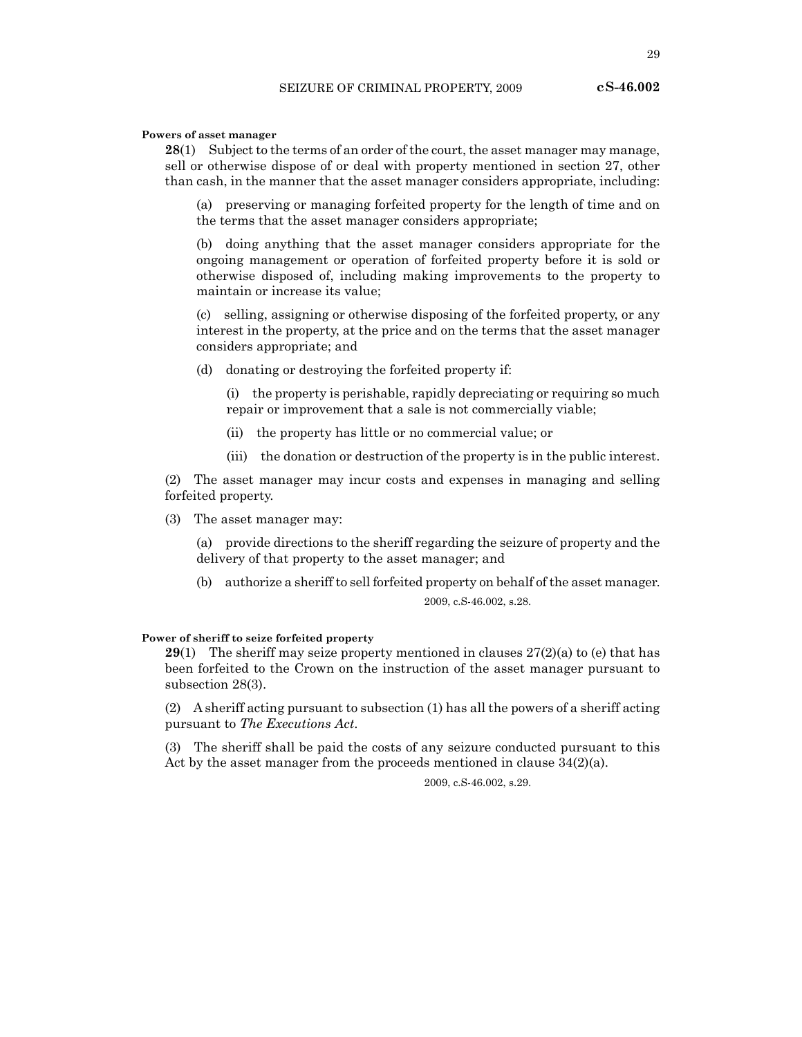**Powers of asset manager**

**28**(1) Subject to the terms of an order of the court, the asset manager may manage, sell or otherwise dispose of or deal with property mentioned in section 27, other than cash, in the manner that the asset manager considers appropriate, including:

(a) preserving or managing forfeited property for the length of time and on the terms that the asset manager considers appropriate;

(b) doing anything that the asset manager considers appropriate for the ongoing management or operation of forfeited property before it is sold or otherwise disposed of, including making improvements to the property to maintain or increase its value;

(c) selling, assigning or otherwise disposing of the forfeited property, or any interest in the property, at the price and on the terms that the asset manager considers appropriate; and

(d) donating or destroying the forfeited property if:

(i) the property is perishable, rapidly depreciating or requiring so much repair or improvement that a sale is not commercially viable;

(ii) the property has little or no commercial value; or

(iii) the donation or destruction of the property is in the public interest.

(2) The asset manager may incur costs and expenses in managing and selling forfeited property.

(3) The asset manager may:

(a) provide directions to the sheriff regarding the seizure of property and the delivery of that property to the asset manager; and

(b) authorize a sheriff to sell forfeited property on behalf of the asset manager.

2009, c.S-46.002, s.28.

**Power of sheriff to seize forfeited property**

**29**(1) The sheriff may seize property mentioned in clauses 27(2)(a) to (e) that has been forfeited to the Crown on the instruction of the asset manager pursuant to subsection 28(3).

(2) A sheriff acting pursuant to subsection (1) has all the powers of a sheriff acting pursuant to *The Executions Act*.

(3) The sheriff shall be paid the costs of any seizure conducted pursuant to this Act by the asset manager from the proceeds mentioned in clause 34(2)(a).

2009, c.S-46.002, s.29.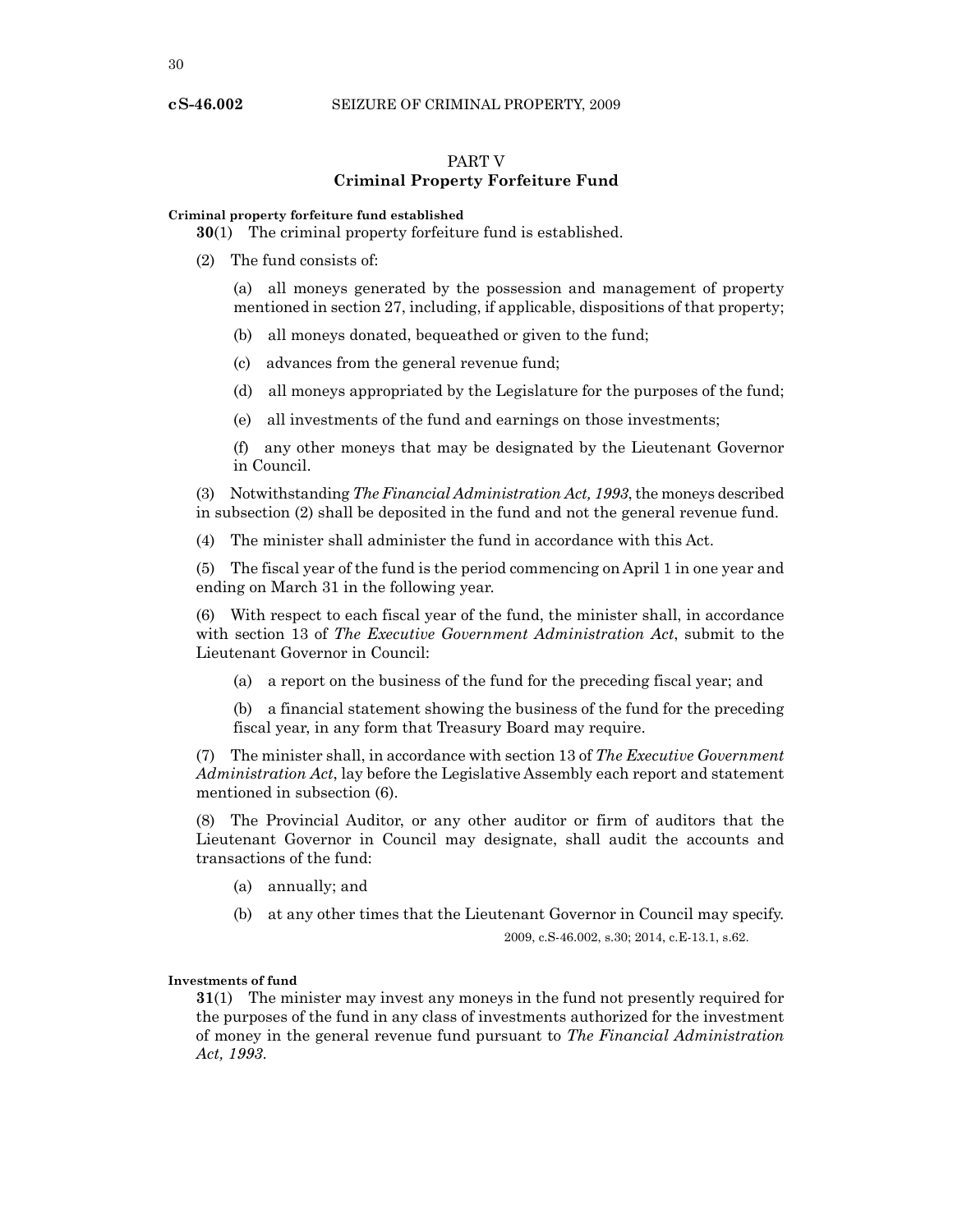## PART V
## Criminal Property Forfeiture Fund

**Criminal property forfeiture fund established**

**30**(1) The criminal property forfeiture fund is established.

(2) The fund consists of:

(a) all moneys generated by the possession and management of property mentioned in section 27, including, if applicable, dispositions of that property;

(b) all moneys donated, bequeathed or given to the fund;

(c) advances from the general revenue fund;

(d) all moneys appropriated by the Legislature for the purposes of the fund;

(e) all investments of the fund and earnings on those investments;

(f) any other moneys that may be designated by the Lieutenant Governor in Council.

(3) Notwithstanding *The Financial Administration Act, 1993*, the moneys described in subsection (2) shall be deposited in the fund and not the general revenue fund.

(4) The minister shall administer the fund in accordance with this Act.

(5) The fiscal year of the fund is the period commencing on April 1 in one year and ending on March 31 in the following year.

(6) With respect to each fiscal year of the fund, the minister shall, in accordance with section 13 of *The Executive Government Administration Act*, submit to the Lieutenant Governor in Council:

(a) a report on the business of the fund for the preceding fiscal year; and

(b) a financial statement showing the business of the fund for the preceding fiscal year, in any form that Treasury Board may require.

(7) The minister shall, in accordance with section 13 of *The Executive Government Administration Act*, lay before the Legislative Assembly each report and statement mentioned in subsection (6).

(8) The Provincial Auditor, or any other auditor or firm of auditors that the Lieutenant Governor in Council may designate, shall audit the accounts and transactions of the fund:

(a) annually; and

(b) at any other times that the Lieutenant Governor in Council may specify.

2009, c.S-46.002, s.30; 2014, c.E-13.1, s.62.

**Investments of fund**

**31**(1) The minister may invest any moneys in the fund not presently required for the purposes of the fund in any class of investments authorized for the investment of money in the general revenue fund pursuant to *The Financial Administration Act, 1993*.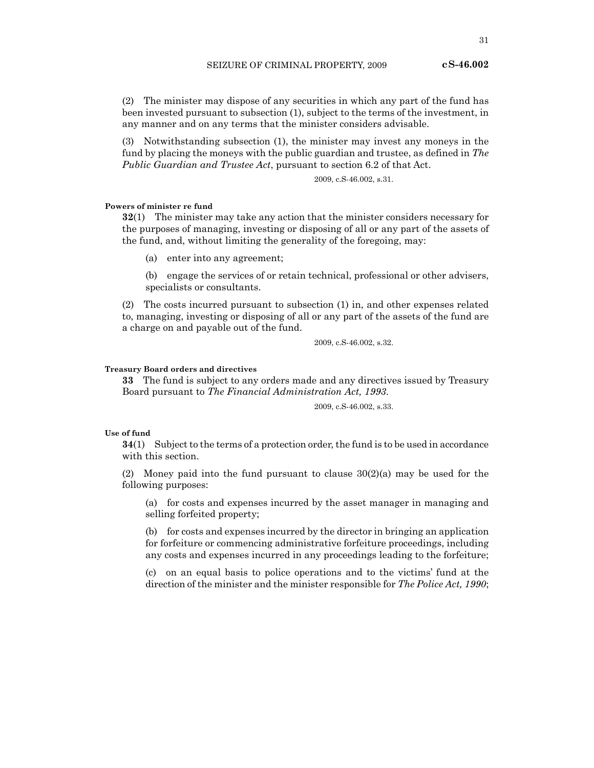(2) The minister may dispose of any securities in which any part of the fund has been invested pursuant to subsection (1), subject to the terms of the investment, in any manner and on any terms that the minister considers advisable.

(3) Notwithstanding subsection (1), the minister may invest any moneys in the fund by placing the moneys with the public guardian and trustee, as defined in *The Public Guardian and Trustee Act*, pursuant to section 6.2 of that Act.

2009, c.S-46.002, s.31.

**Powers of minister re fund**

**32**(1) The minister may take any action that the minister considers necessary for the purposes of managing, investing or disposing of all or any part of the assets of the fund, and, without limiting the generality of the foregoing, may:

(a) enter into any agreement;

(b) engage the services of or retain technical, professional or other advisers, specialists or consultants.

(2) The costs incurred pursuant to subsection (1) in, and other expenses related to, managing, investing or disposing of all or any part of the assets of the fund are a charge on and payable out of the fund.

2009, c.S-46.002, s.32.

**Treasury Board orders and directives**

**33** The fund is subject to any orders made and any directives issued by Treasury Board pursuant to *The Financial Administration Act, 1993*.

2009, c.S-46.002, s.33.

**Use of fund**

**34**(1) Subject to the terms of a protection order, the fund is to be used in accordance with this section.

(2) Money paid into the fund pursuant to clause 30(2)(a) may be used for the following purposes:

(a) for costs and expenses incurred by the asset manager in managing and selling forfeited property;

(b) for costs and expenses incurred by the director in bringing an application for forfeiture or commencing administrative forfeiture proceedings, including any costs and expenses incurred in any proceedings leading to the forfeiture;

(c) on an equal basis to police operations and to the victims' fund at the direction of the minister and the minister responsible for *The Police Act, 1990*;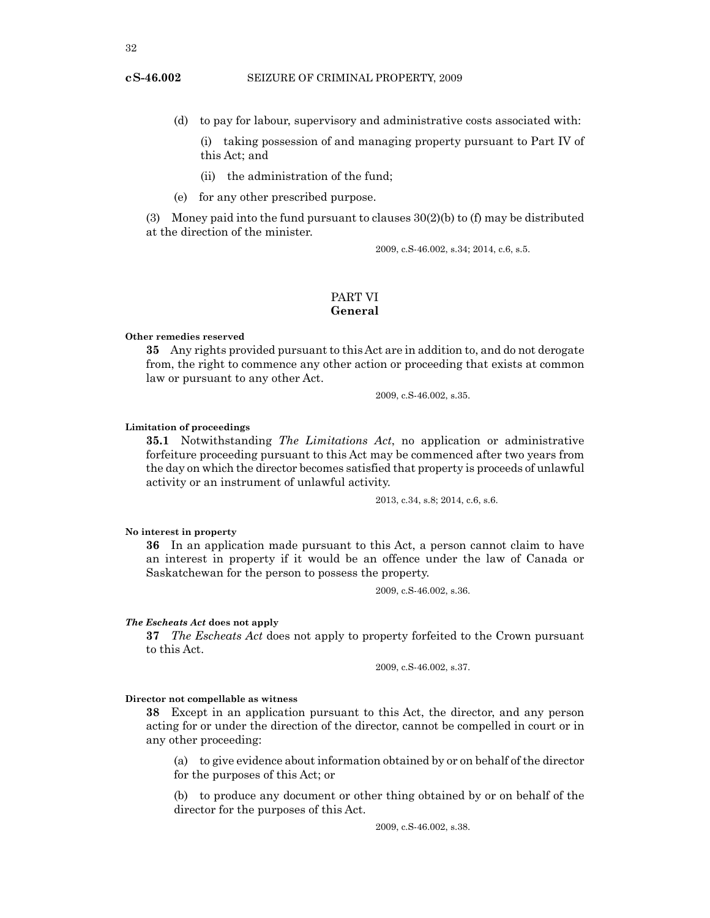(d) to pay for labour, supervisory and administrative costs associated with:

(i) taking possession of and managing property pursuant to Part IV of this Act; and

(ii) the administration of the fund;

(e) for any other prescribed purpose.

(3) Money paid into the fund pursuant to clauses 30(2)(b) to (f) may be distributed at the direction of the minister.

2009, c.S-46.002, s.34; 2014, c.6, s.5.

## PART VI
## General

**Other remedies reserved**

**35** Any rights provided pursuant to this Act are in addition to, and do not derogate from, the right to commence any other action or proceeding that exists at common law or pursuant to any other Act.

2009, c.S-46.002, s.35.

**Limitation of proceedings**

**35.1** Notwithstanding *The Limitations Act*, no application or administrative forfeiture proceeding pursuant to this Act may be commenced after two years from the day on which the director becomes satisfied that property is proceeds of unlawful activity or an instrument of unlawful activity.

2013, c.34, s.8; 2014, c.6, s.6.

**No interest in property**

**36** In an application made pursuant to this Act, a person cannot claim to have an interest in property if it would be an offence under the law of Canada or Saskatchewan for the person to possess the property.

2009, c.S-46.002, s.36.

***The Escheats Act* does not apply**

**37** *The Escheats Act* does not apply to property forfeited to the Crown pursuant to this Act.

2009, c.S-46.002, s.37.

**Director not compellable as witness**

**38** Except in an application pursuant to this Act, the director, and any person acting for or under the direction of the director, cannot be compelled in court or in any other proceeding:

(a) to give evidence about information obtained by or on behalf of the director for the purposes of this Act; or

(b) to produce any document or other thing obtained by or on behalf of the director for the purposes of this Act.

2009, c.S-46.002, s.38.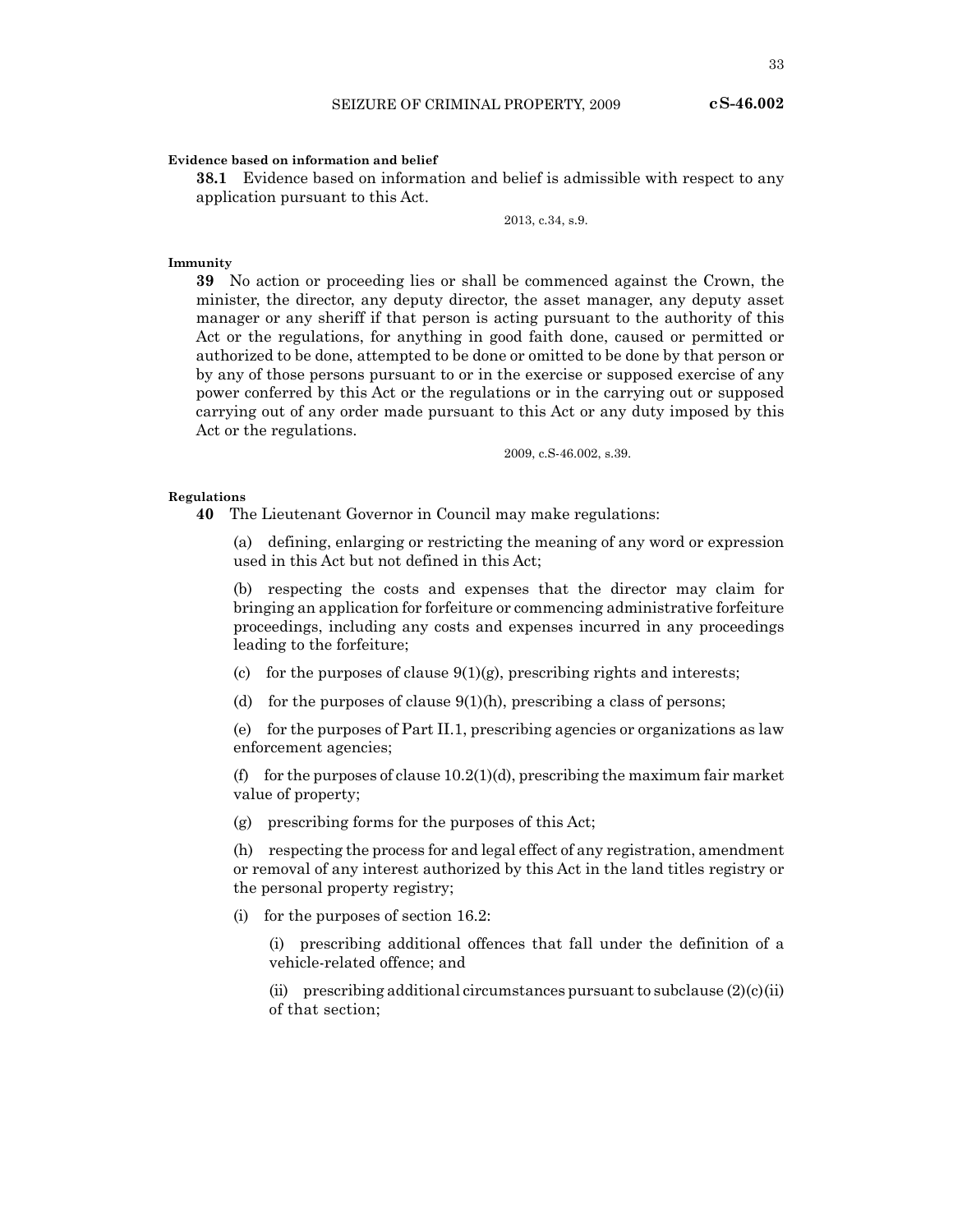**Evidence based on information and belief**

**38.1** Evidence based on information and belief is admissible with respect to any application pursuant to this Act.

2013, c.34, s.9.

**Immunity**

**39** No action or proceeding lies or shall be commenced against the Crown, the minister, the director, any deputy director, the asset manager, any deputy asset manager or any sheriff if that person is acting pursuant to the authority of this Act or the regulations, for anything in good faith done, caused or permitted or authorized to be done, attempted to be done or omitted to be done by that person or by any of those persons pursuant to or in the exercise or supposed exercise of any power conferred by this Act or the regulations or in the carrying out or supposed carrying out of any order made pursuant to this Act or any duty imposed by this Act or the regulations.

2009, c.S-46.002, s.39.

**Regulations**

**40** The Lieutenant Governor in Council may make regulations:

(a) defining, enlarging or restricting the meaning of any word or expression used in this Act but not defined in this Act;

(b) respecting the costs and expenses that the director may claim for bringing an application for forfeiture or commencing administrative forfeiture proceedings, including any costs and expenses incurred in any proceedings leading to the forfeiture;

(c) for the purposes of clause 9(1)(g), prescribing rights and interests;

(d) for the purposes of clause 9(1)(h), prescribing a class of persons;

(e) for the purposes of Part II.1, prescribing agencies or organizations as law enforcement agencies;

(f) for the purposes of clause 10.2(1)(d), prescribing the maximum fair market value of property;

(g) prescribing forms for the purposes of this Act;

(h) respecting the process for and legal effect of any registration, amendment or removal of any interest authorized by this Act in the land titles registry or the personal property registry;

(i) for the purposes of section 16.2:

(i) prescribing additional offences that fall under the definition of a vehicle-related offence; and

(ii) prescribing additional circumstances pursuant to subclause (2)(c)(ii) of that section;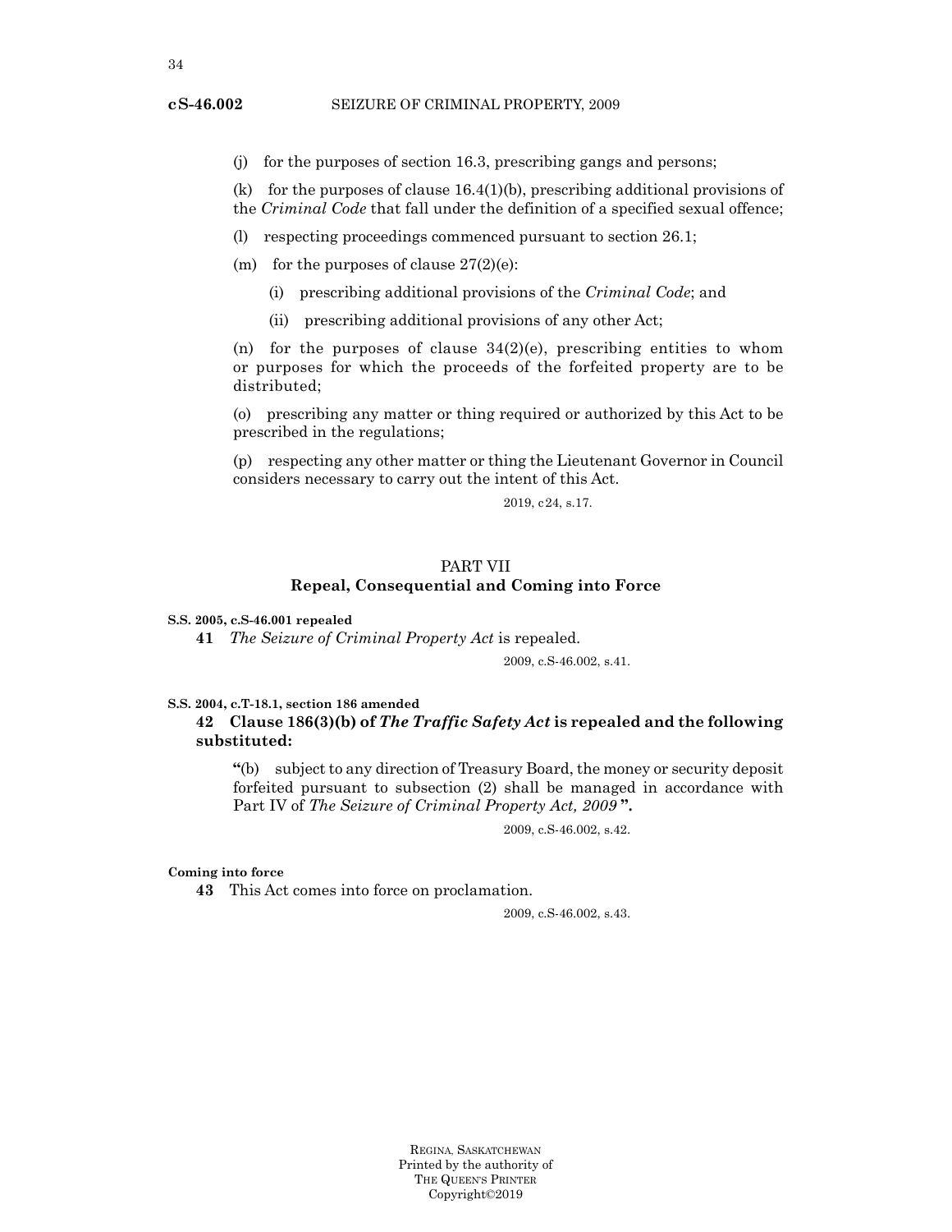(j) for the purposes of section 16.3, prescribing gangs and persons;

(k) for the purposes of clause 16.4(1)(b), prescribing additional provisions of the *Criminal Code* that fall under the definition of a specified sexual offence;

(l) respecting proceedings commenced pursuant to section 26.1;

(m) for the purposes of clause 27(2)(e):

(i) prescribing additional provisions of the *Criminal Code*; and

(ii) prescribing additional provisions of any other Act;

(n) for the purposes of clause 34(2)(e), prescribing entities to whom or purposes for which the proceeds of the forfeited property are to be distributed;

(o) prescribing any matter or thing required or authorized by this Act to be prescribed in the regulations;

(p) respecting any other matter or thing the Lieutenant Governor in Council considers necessary to carry out the intent of this Act.

2019, c24, s.17.

## PART VII
## Repeal, Consequential and Coming into Force

**S.S. 2005, c.S-46.001 repealed**

**41** *The Seizure of Criminal Property Act* is repealed.

2009, c.S-46.002, s.41.

**S.S. 2004, c.T-18.1, section 186 amended**

**42 Clause 186(3)(b) of *The Traffic Safety Act* is repealed and the following substituted:**

**"**(b) subject to any direction of Treasury Board, the money or security deposit forfeited pursuant to subsection (2) shall be managed in accordance with Part IV of *The Seizure of Criminal Property Act, 2009* **".**

2009, c.S-46.002, s.42.

**Coming into force**

**43** This Act comes into force on proclamation.

2009, c.S-46.002, s.43.

REGINA, SASKATCHEWAN
Printed by the authority of
THE QUEEN'S PRINTER
Copyright©2019